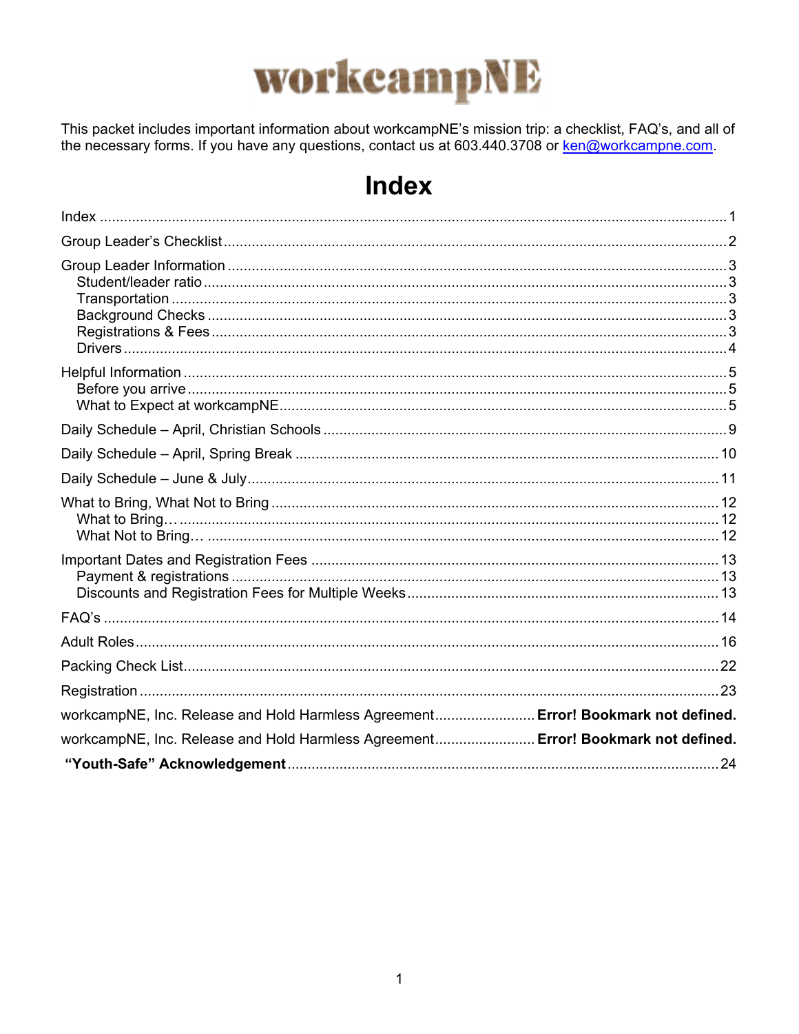# workcampNE

This packet includes important information about workcampNE's mission trip: a checklist, FAQ's, and all of the necessary forms. If you have any questions, contact us at 603.440.3708 or ken@workcampne.com.

# Index

Index ..... 1

Group Leader's Checklist ..... 2

Group Leader Information ..... 3
- Student/leader ratio ..... 3
- Transportation ..... 3
- Background Checks ..... 3
- Registrations & Fees ..... 3
- Drivers ..... 4

Helpful Information ..... 5
- Before you arrive ..... 5
- What to Expect at workcampNE ..... 5

Daily Schedule – April, Christian Schools ..... 9

Daily Schedule – April, Spring Break ..... 10

Daily Schedule – June & July ..... 11

What to Bring, What Not to Bring ..... 12
- What to Bring… ..... 12
- What Not to Bring… ..... 12

Important Dates and Registration Fees ..... 13
- Payment & registrations ..... 13
- Discounts and Registration Fees for Multiple Weeks ..... 13

FAQ's ..... 14

Adult Roles ..... 16

Packing Check List ..... 22

Registration ..... 23

workcampNE, Inc. Release and Hold Harmless Agreement ..... **Error! Bookmark not defined.**

workcampNE, Inc. Release and Hold Harmless Agreement ..... **Error! Bookmark not defined.**

**"Youth-Safe" Acknowledgement** ..... 24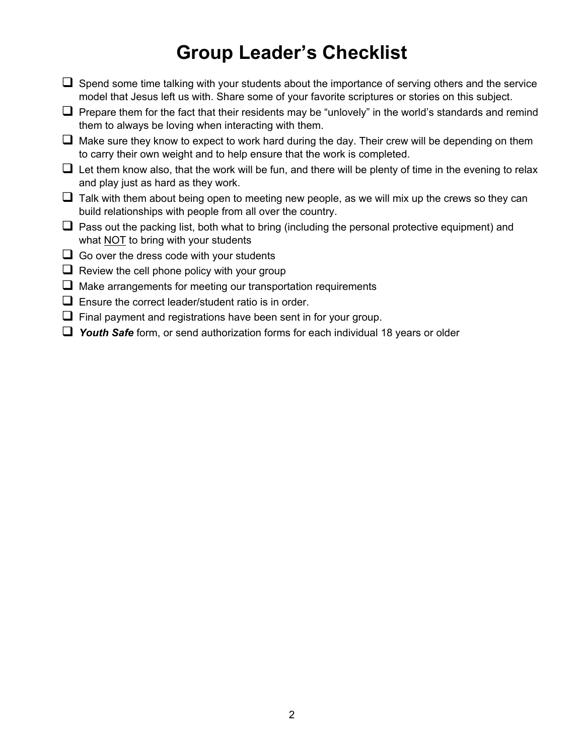# Group Leader's Checklist

- [ ] Spend some time talking with your students about the importance of serving others and the service model that Jesus left us with. Share some of your favorite scriptures or stories on this subject.
- [ ] Prepare them for the fact that their residents may be "unlovely" in the world's standards and remind them to always be loving when interacting with them.
- [ ] Make sure they know to expect to work hard during the day. Their crew will be depending on them to carry their own weight and to help ensure that the work is completed.
- [ ] Let them know also, that the work will be fun, and there will be plenty of time in the evening to relax and play just as hard as they work.
- [ ] Talk with them about being open to meeting new people, as we will mix up the crews so they can build relationships with people from all over the country.
- [ ] Pass out the packing list, both what to bring (including the personal protective equipment) and what <u>NOT</u> to bring with your students
- [ ] Go over the dress code with your students
- [ ] Review the cell phone policy with your group
- [ ] Make arrangements for meeting our transportation requirements
- [ ] Ensure the correct leader/student ratio is in order.
- [ ] Final payment and registrations have been sent in for your group.
- [ ] ***Youth Safe*** form, or send authorization forms for each individual 18 years or older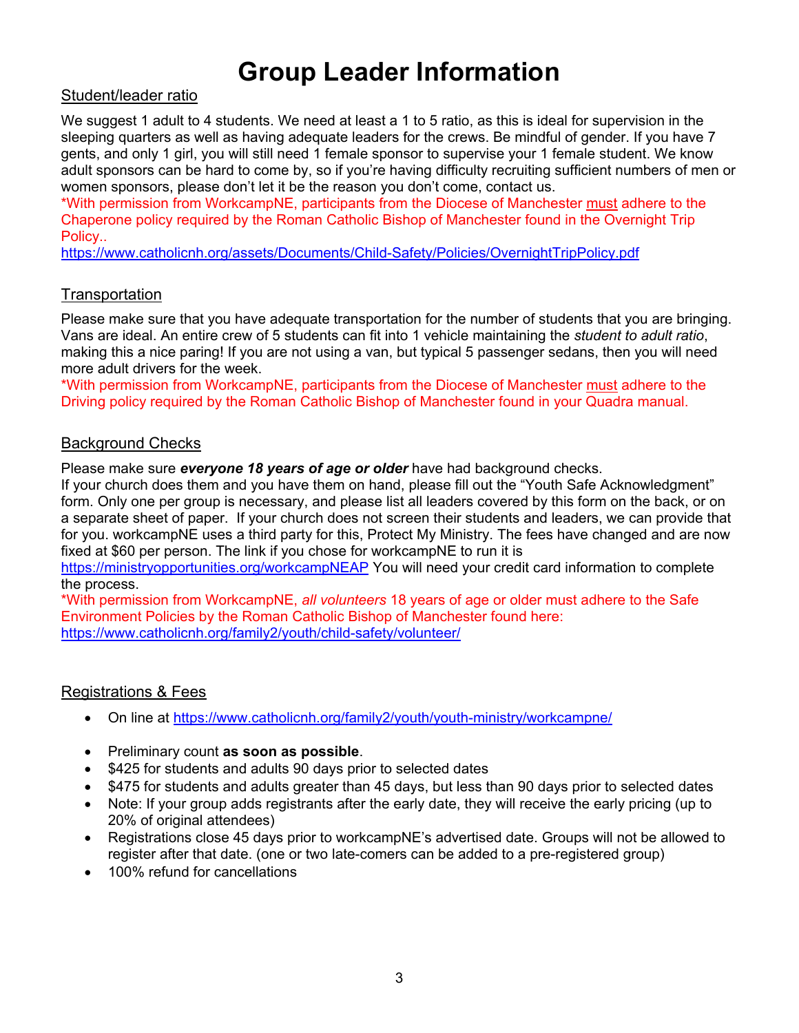# Group Leader Information

## Student/leader ratio

We suggest 1 adult to 4 students. We need at least a 1 to 5 ratio, as this is ideal for supervision in the sleeping quarters as well as having adequate leaders for the crews. Be mindful of gender. If you have 7 gents, and only 1 girl, you will still need 1 female sponsor to supervise your 1 female student. We know adult sponsors can be hard to come by, so if you're having difficulty recruiting sufficient numbers of men or women sponsors, please don't let it be the reason you don't come, contact us.

*With permission from WorkcampNE, participants from the Diocese of Manchester must adhere to the Chaperone policy required by the Roman Catholic Bishop of Manchester found in the Overnight Trip Policy..
https://www.catholicnh.org/assets/Documents/Child-Safety/Policies/OvernightTripPolicy.pdf

## Transportation

Please make sure that you have adequate transportation for the number of students that you are bringing. Vans are ideal. An entire crew of 5 students can fit into 1 vehicle maintaining the *student to adult ratio*, making this a nice paring! If you are not using a van, but typical 5 passenger sedans, then you will need more adult drivers for the week.

*With permission from WorkcampNE, participants from the Diocese of Manchester must adhere to the Driving policy required by the Roman Catholic Bishop of Manchester found in your Quadra manual.

## Background Checks

Please make sure ***everyone 18 years of age or older*** have had background checks.
If your church does them and you have them on hand, please fill out the "Youth Safe Acknowledgment" form. Only one per group is necessary, and please list all leaders covered by this form on the back, or on a separate sheet of paper. If your church does not screen their students and leaders, we can provide that for you. workcampNE uses a third party for this, Protect My Ministry. The fees have changed and are now fixed at $60 per person. The link if you chose for workcampNE to run it is https://ministryopportunities.org/workcampNEAP You will need your credit card information to complete the process.

*With permission from WorkcampNE, *all volunteers* 18 years of age or older must adhere to the Safe Environment Policies by the Roman Catholic Bishop of Manchester found here:
https://www.catholicnh.org/family2/youth/child-safety/volunteer/

## Registrations & Fees

- On line at https://www.catholicnh.org/family2/youth/youth-ministry/workcampne/
- Preliminary count **as soon as possible**.
- $425 for students and adults 90 days prior to selected dates
- $475 for students and adults greater than 45 days, but less than 90 days prior to selected dates
- Note: If your group adds registrants after the early date, they will receive the early pricing (up to 20% of original attendees)
- Registrations close 45 days prior to workcampNE's advertised date. Groups will not be allowed to register after that date. (one or two late-comers can be added to a pre-registered group)
- 100% refund for cancellations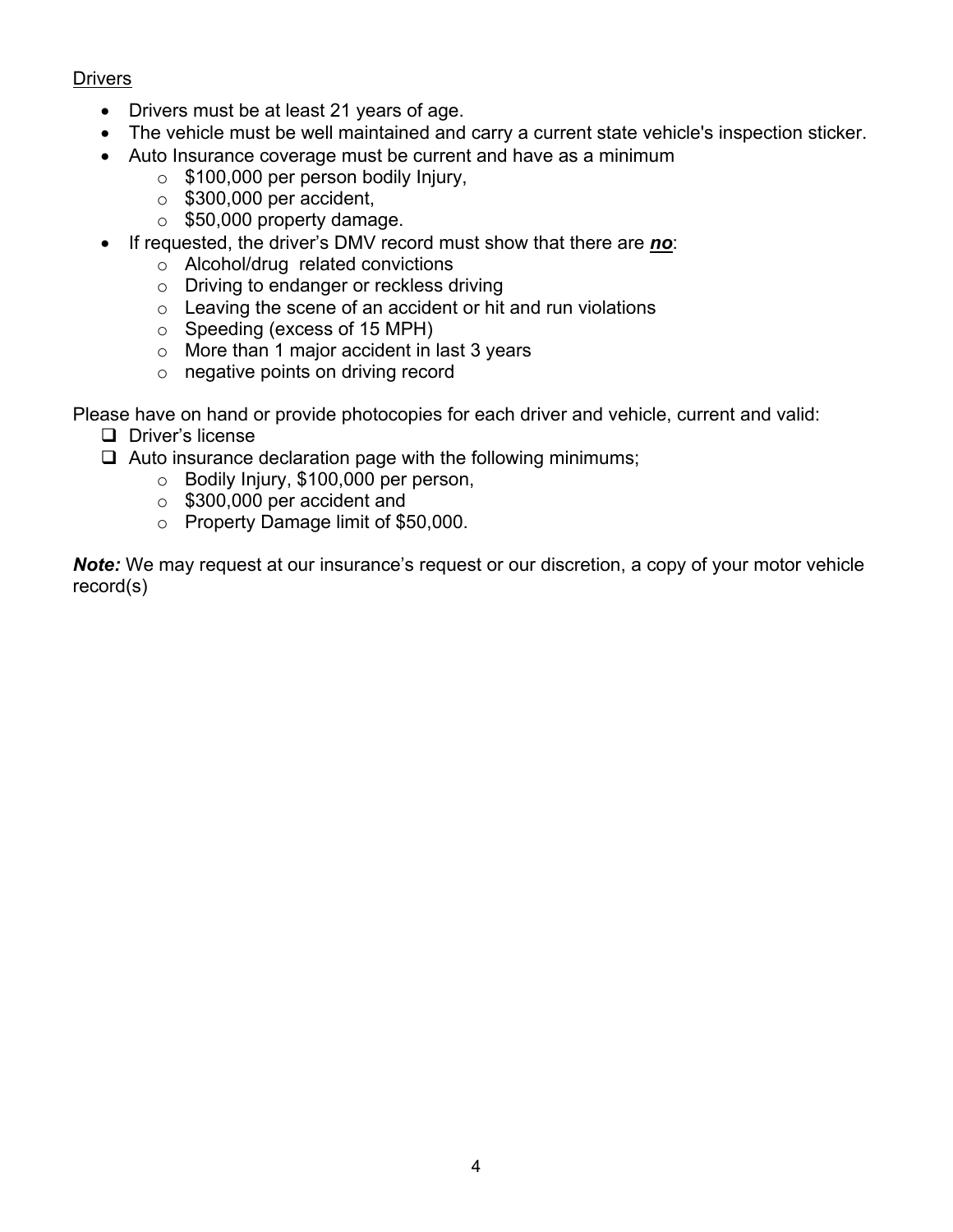<u>Drivers</u>

- Drivers must be at least 21 years of age.
- The vehicle must be well maintained and carry a current state vehicle's inspection sticker.
- Auto Insurance coverage must be current and have as a minimum
  - $100,000 per person bodily Injury,
  - $300,000 per accident,
  - $50,000 property damage.
- If requested, the driver's DMV record must show that there are ***<u>no</u>***:
  - Alcohol/drug related convictions
  - Driving to endanger or reckless driving
  - Leaving the scene of an accident or hit and run violations
  - Speeding (excess of 15 MPH)
  - More than 1 major accident in last 3 years
  - negative points on driving record

Please have on hand or provide photocopies for each driver and vehicle, current and valid:

- [ ] Driver's license
- [ ] Auto insurance declaration page with the following minimums;
  - Bodily Injury, $100,000 per person,
  - $300,000 per accident and
  - Property Damage limit of $50,000.

***Note:*** We may request at our insurance's request or our discretion, a copy of your motor vehicle record(s)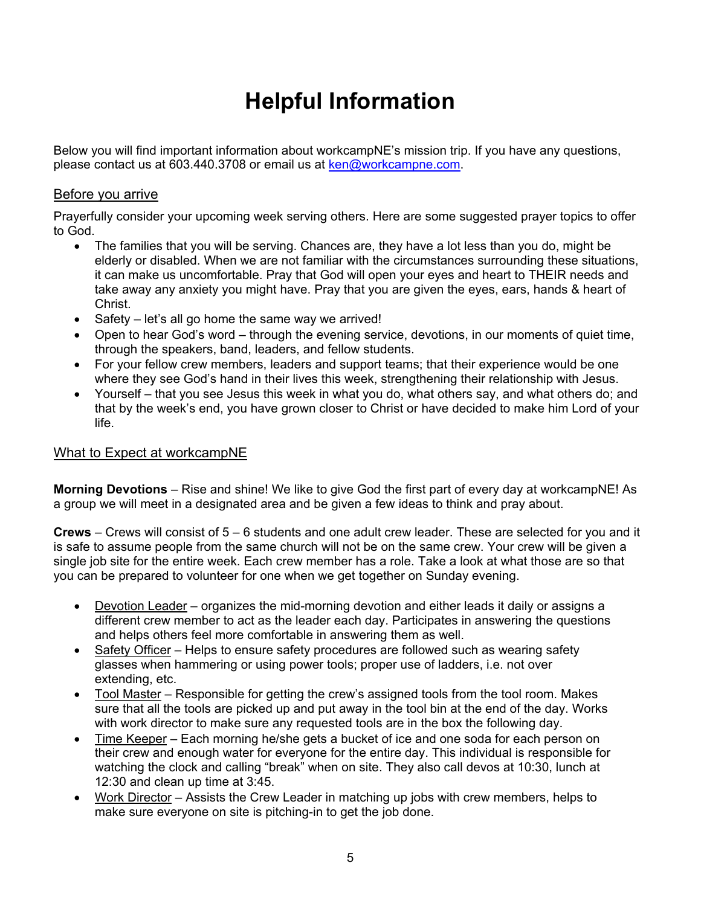# Helpful Information

Below you will find important information about workcampNE's mission trip. If you have any questions, please contact us at 603.440.3708 or email us at ken@workcampne.com.

## Before you arrive

Prayerfully consider your upcoming week serving others. Here are some suggested prayer topics to offer to God.

- The families that you will be serving. Chances are, they have a lot less than you do, might be elderly or disabled. When we are not familiar with the circumstances surrounding these situations, it can make us uncomfortable. Pray that God will open your eyes and heart to THEIR needs and take away any anxiety you might have. Pray that you are given the eyes, ears, hands & heart of Christ.
- Safety – let's all go home the same way we arrived!
- Open to hear God's word – through the evening service, devotions, in our moments of quiet time, through the speakers, band, leaders, and fellow students.
- For your fellow crew members, leaders and support teams; that their experience would be one where they see God's hand in their lives this week, strengthening their relationship with Jesus.
- Yourself – that you see Jesus this week in what you do, what others say, and what others do; and that by the week's end, you have grown closer to Christ or have decided to make him Lord of your life.

## What to Expect at workcampNE

**Morning Devotions** – Rise and shine! We like to give God the first part of every day at workcampNE! As a group we will meet in a designated area and be given a few ideas to think and pray about.

**Crews** – Crews will consist of 5 – 6 students and one adult crew leader. These are selected for you and it is safe to assume people from the same church will not be on the same crew. Your crew will be given a single job site for the entire week. Each crew member has a role. Take a look at what those are so that you can be prepared to volunteer for one when we get together on Sunday evening.

- Devotion Leader – organizes the mid-morning devotion and either leads it daily or assigns a different crew member to act as the leader each day. Participates in answering the questions and helps others feel more comfortable in answering them as well.
- Safety Officer – Helps to ensure safety procedures are followed such as wearing safety glasses when hammering or using power tools; proper use of ladders, i.e. not over extending, etc.
- Tool Master – Responsible for getting the crew's assigned tools from the tool room. Makes sure that all the tools are picked up and put away in the tool bin at the end of the day. Works with work director to make sure any requested tools are in the box the following day.
- Time Keeper – Each morning he/she gets a bucket of ice and one soda for each person on their crew and enough water for everyone for the entire day. This individual is responsible for watching the clock and calling "break" when on site. They also call devos at 10:30, lunch at 12:30 and clean up time at 3:45.
- Work Director – Assists the Crew Leader in matching up jobs with crew members, helps to make sure everyone on site is pitching-in to get the job done.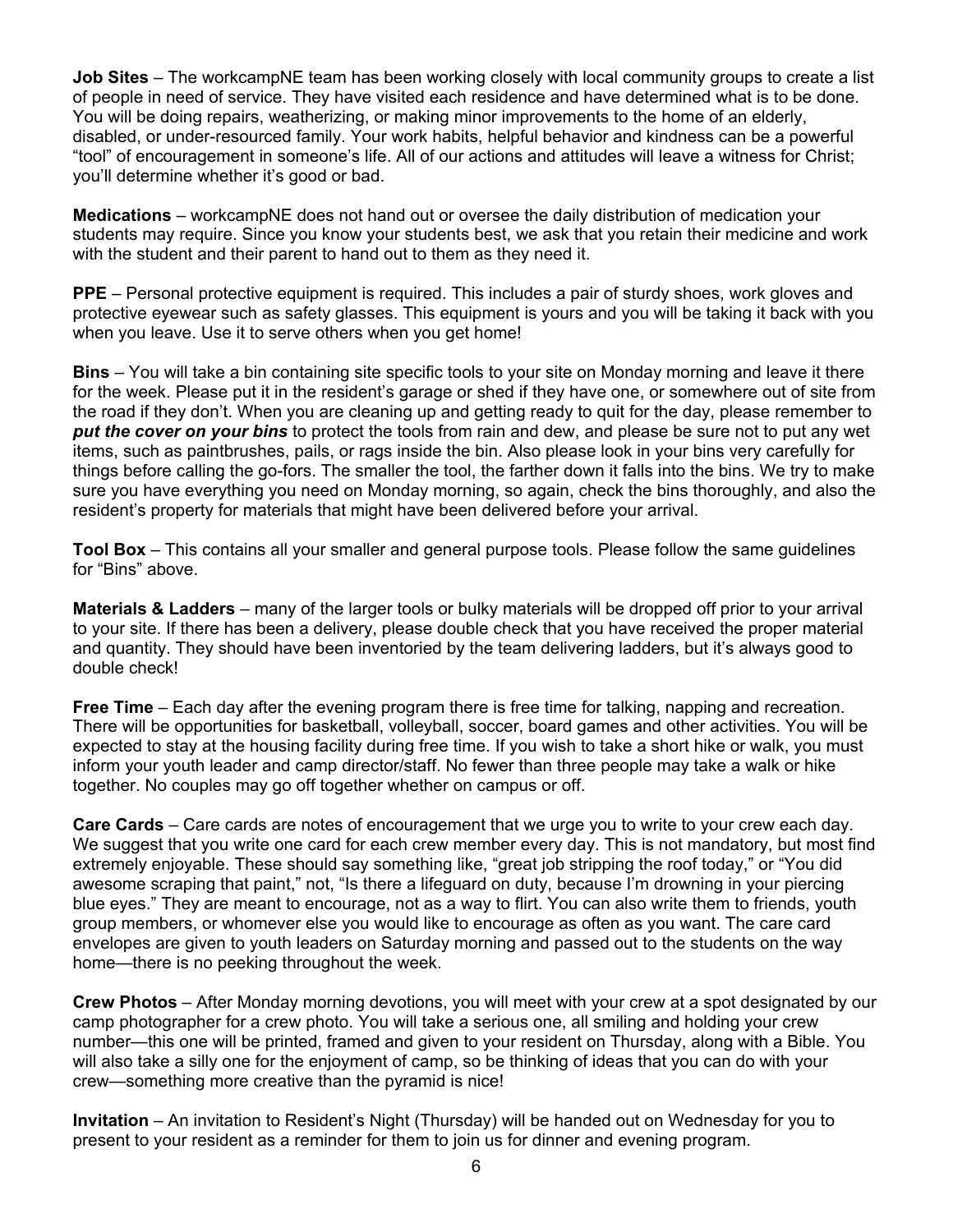**Job Sites** – The workcampNE team has been working closely with local community groups to create a list of people in need of service. They have visited each residence and have determined what is to be done. You will be doing repairs, weatherizing, or making minor improvements to the home of an elderly, disabled, or under-resourced family. Your work habits, helpful behavior and kindness can be a powerful "tool" of encouragement in someone's life. All of our actions and attitudes will leave a witness for Christ; you'll determine whether it's good or bad.

**Medications** – workcampNE does not hand out or oversee the daily distribution of medication your students may require. Since you know your students best, we ask that you retain their medicine and work with the student and their parent to hand out to them as they need it.

**PPE** – Personal protective equipment is required. This includes a pair of sturdy shoes, work gloves and protective eyewear such as safety glasses. This equipment is yours and you will be taking it back with you when you leave. Use it to serve others when you get home!

**Bins** – You will take a bin containing site specific tools to your site on Monday morning and leave it there for the week. Please put it in the resident's garage or shed if they have one, or somewhere out of site from the road if they don't. When you are cleaning up and getting ready to quit for the day, please remember to ***put the cover on your bins*** to protect the tools from rain and dew, and please be sure not to put any wet items, such as paintbrushes, pails, or rags inside the bin. Also please look in your bins very carefully for things before calling the go-fors. The smaller the tool, the farther down it falls into the bins. We try to make sure you have everything you need on Monday morning, so again, check the bins thoroughly, and also the resident's property for materials that might have been delivered before your arrival.

**Tool Box** – This contains all your smaller and general purpose tools. Please follow the same guidelines for "Bins" above.

**Materials & Ladders** – many of the larger tools or bulky materials will be dropped off prior to your arrival to your site. If there has been a delivery, please double check that you have received the proper material and quantity. They should have been inventoried by the team delivering ladders, but it's always good to double check!

**Free Time** – Each day after the evening program there is free time for talking, napping and recreation. There will be opportunities for basketball, volleyball, soccer, board games and other activities. You will be expected to stay at the housing facility during free time. If you wish to take a short hike or walk, you must inform your youth leader and camp director/staff. No fewer than three people may take a walk or hike together. No couples may go off together whether on campus or off.

**Care Cards** – Care cards are notes of encouragement that we urge you to write to your crew each day. We suggest that you write one card for each crew member every day. This is not mandatory, but most find extremely enjoyable. These should say something like, "great job stripping the roof today," or "You did awesome scraping that paint," not, "Is there a lifeguard on duty, because I'm drowning in your piercing blue eyes." They are meant to encourage, not as a way to flirt. You can also write them to friends, youth group members, or whomever else you would like to encourage as often as you want. The care card envelopes are given to youth leaders on Saturday morning and passed out to the students on the way home—there is no peeking throughout the week.

**Crew Photos** – After Monday morning devotions, you will meet with your crew at a spot designated by our camp photographer for a crew photo. You will take a serious one, all smiling and holding your crew number—this one will be printed, framed and given to your resident on Thursday, along with a Bible. You will also take a silly one for the enjoyment of camp, so be thinking of ideas that you can do with your crew—something more creative than the pyramid is nice!

**Invitation** – An invitation to Resident's Night (Thursday) will be handed out on Wednesday for you to present to your resident as a reminder for them to join us for dinner and evening program.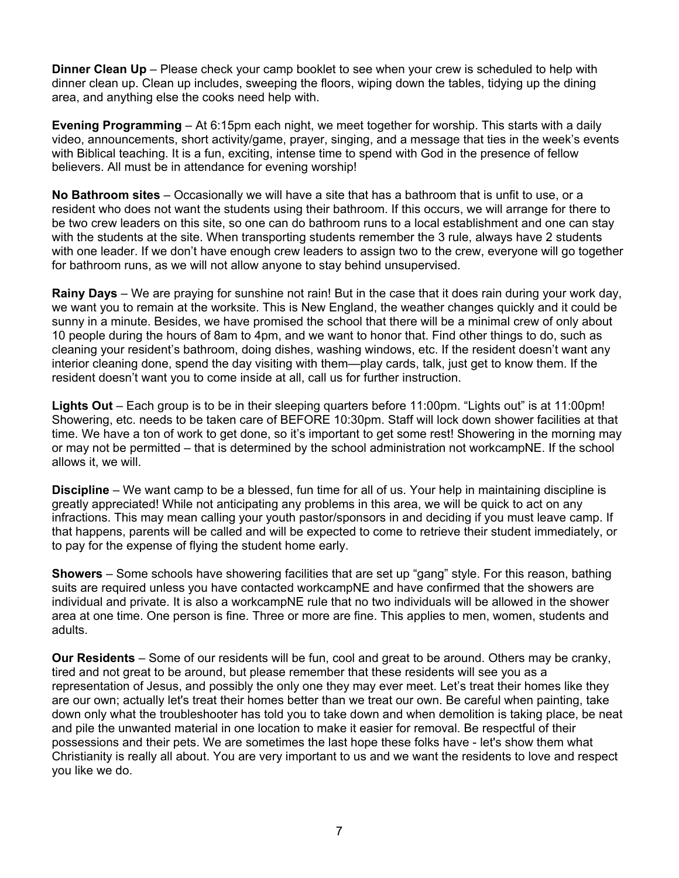**Dinner Clean Up** – Please check your camp booklet to see when your crew is scheduled to help with dinner clean up. Clean up includes, sweeping the floors, wiping down the tables, tidying up the dining area, and anything else the cooks need help with.

**Evening Programming** – At 6:15pm each night, we meet together for worship. This starts with a daily video, announcements, short activity/game, prayer, singing, and a message that ties in the week's events with Biblical teaching. It is a fun, exciting, intense time to spend with God in the presence of fellow believers. All must be in attendance for evening worship!

**No Bathroom sites** – Occasionally we will have a site that has a bathroom that is unfit to use, or a resident who does not want the students using their bathroom. If this occurs, we will arrange for there to be two crew leaders on this site, so one can do bathroom runs to a local establishment and one can stay with the students at the site. When transporting students remember the 3 rule, always have 2 students with one leader. If we don't have enough crew leaders to assign two to the crew, everyone will go together for bathroom runs, as we will not allow anyone to stay behind unsupervised.

**Rainy Days** – We are praying for sunshine not rain! But in the case that it does rain during your work day, we want you to remain at the worksite. This is New England, the weather changes quickly and it could be sunny in a minute. Besides, we have promised the school that there will be a minimal crew of only about 10 people during the hours of 8am to 4pm, and we want to honor that. Find other things to do, such as cleaning your resident's bathroom, doing dishes, washing windows, etc. If the resident doesn't want any interior cleaning done, spend the day visiting with them—play cards, talk, just get to know them. If the resident doesn't want you to come inside at all, call us for further instruction.

**Lights Out** – Each group is to be in their sleeping quarters before 11:00pm. "Lights out" is at 11:00pm! Showering, etc. needs to be taken care of BEFORE 10:30pm. Staff will lock down shower facilities at that time. We have a ton of work to get done, so it's important to get some rest! Showering in the morning may or may not be permitted – that is determined by the school administration not workcampNE. If the school allows it, we will.

**Discipline** – We want camp to be a blessed, fun time for all of us. Your help in maintaining discipline is greatly appreciated! While not anticipating any problems in this area, we will be quick to act on any infractions. This may mean calling your youth pastor/sponsors in and deciding if you must leave camp. If that happens, parents will be called and will be expected to come to retrieve their student immediately, or to pay for the expense of flying the student home early.

**Showers** – Some schools have showering facilities that are set up "gang" style. For this reason, bathing suits are required unless you have contacted workcampNE and have confirmed that the showers are individual and private. It is also a workcampNE rule that no two individuals will be allowed in the shower area at one time. One person is fine. Three or more are fine. This applies to men, women, students and adults.

**Our Residents** – Some of our residents will be fun, cool and great to be around. Others may be cranky, tired and not great to be around, but please remember that these residents will see you as a representation of Jesus, and possibly the only one they may ever meet. Let's treat their homes like they are our own; actually let's treat their homes better than we treat our own. Be careful when painting, take down only what the troubleshooter has told you to take down and when demolition is taking place, be neat and pile the unwanted material in one location to make it easier for removal. Be respectful of their possessions and their pets. We are sometimes the last hope these folks have - let's show them what Christianity is really all about. You are very important to us and we want the residents to love and respect you like we do.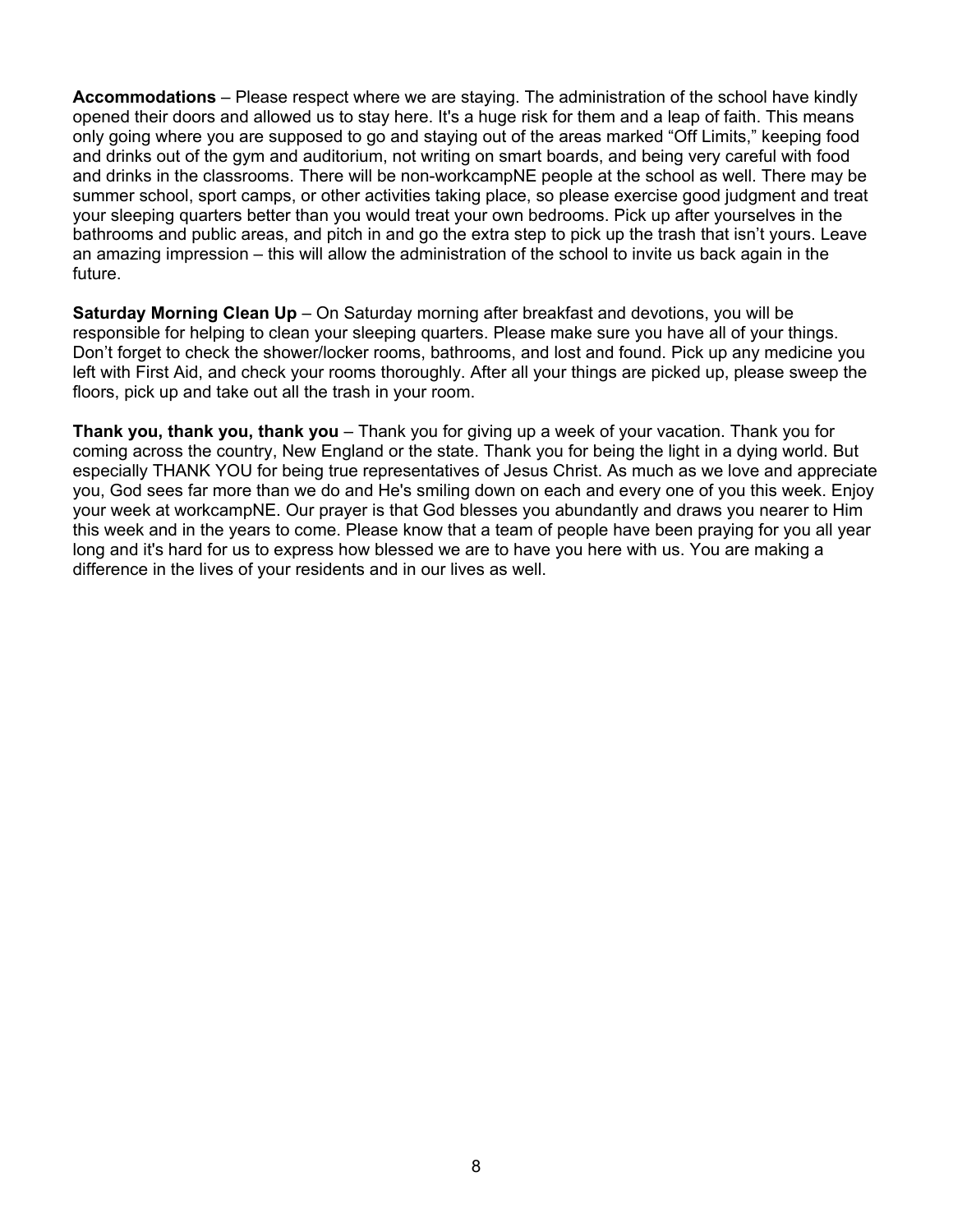**Accommodations** – Please respect where we are staying. The administration of the school have kindly opened their doors and allowed us to stay here. It's a huge risk for them and a leap of faith. This means only going where you are supposed to go and staying out of the areas marked “Off Limits,” keeping food and drinks out of the gym and auditorium, not writing on smart boards, and being very careful with food and drinks in the classrooms. There will be non-workcampNE people at the school as well. There may be summer school, sport camps, or other activities taking place, so please exercise good judgment and treat your sleeping quarters better than you would treat your own bedrooms. Pick up after yourselves in the bathrooms and public areas, and pitch in and go the extra step to pick up the trash that isn’t yours. Leave an amazing impression – this will allow the administration of the school to invite us back again in the future.

**Saturday Morning Clean Up** – On Saturday morning after breakfast and devotions, you will be responsible for helping to clean your sleeping quarters. Please make sure you have all of your things. Don’t forget to check the shower/locker rooms, bathrooms, and lost and found. Pick up any medicine you left with First Aid, and check your rooms thoroughly. After all your things are picked up, please sweep the floors, pick up and take out all the trash in your room.

**Thank you, thank you, thank you** – Thank you for giving up a week of your vacation. Thank you for coming across the country, New England or the state. Thank you for being the light in a dying world. But especially THANK YOU for being true representatives of Jesus Christ. As much as we love and appreciate you, God sees far more than we do and He's smiling down on each and every one of you this week. Enjoy your week at workcampNE. Our prayer is that God blesses you abundantly and draws you nearer to Him this week and in the years to come. Please know that a team of people have been praying for you all year long and it's hard for us to express how blessed we are to have you here with us. You are making a difference in the lives of your residents and in our lives as well.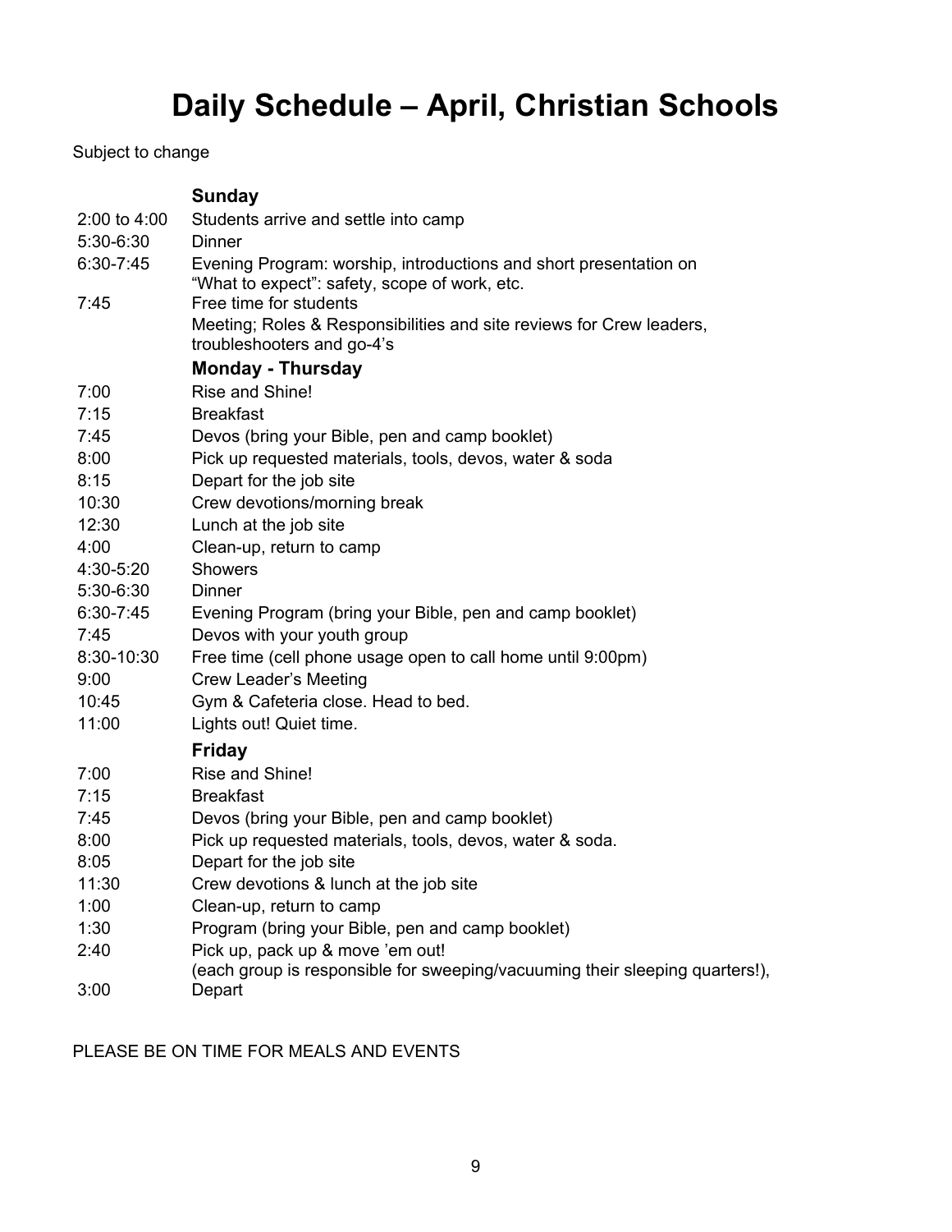# Daily Schedule – April, Christian Schools

Subject to change

| | **Sunday** |
|---|---|
| 2:00 to 4:00 | Students arrive and settle into camp |
| 5:30-6:30 | Dinner |
| 6:30-7:45 | Evening Program: worship, introductions and short presentation on "What to expect": safety, scope of work, etc. |
| 7:45 | Free time for students<br>Meeting; Roles & Responsibilities and site reviews for Crew leaders, troubleshooters and go-4's |
| | **Monday - Thursday** |
| 7:00 | Rise and Shine! |
| 7:15 | Breakfast |
| 7:45 | Devos (bring your Bible, pen and camp booklet) |
| 8:00 | Pick up requested materials, tools, devos, water & soda |
| 8:15 | Depart for the job site |
| 10:30 | Crew devotions/morning break |
| 12:30 | Lunch at the job site |
| 4:00 | Clean-up, return to camp |
| 4:30-5:20 | Showers |
| 5:30-6:30 | Dinner |
| 6:30-7:45 | Evening Program (bring your Bible, pen and camp booklet) |
| 7:45 | Devos with your youth group |
| 8:30-10:30 | Free time (cell phone usage open to call home until 9:00pm) |
| 9:00 | Crew Leader's Meeting |
| 10:45 | Gym & Cafeteria close. Head to bed. |
| 11:00 | Lights out! Quiet time. |
| | **Friday** |
| 7:00 | Rise and Shine! |
| 7:15 | Breakfast |
| 7:45 | Devos (bring your Bible, pen and camp booklet) |
| 8:00 | Pick up requested materials, tools, devos, water & soda. |
| 8:05 | Depart for the job site |
| 11:30 | Crew devotions & lunch at the job site |
| 1:00 | Clean-up, return to camp |
| 1:30 | Program (bring your Bible, pen and camp booklet) |
| 2:40 | Pick up, pack up & move 'em out!<br>(each group is responsible for sweeping/vacuuming their sleeping quarters!), |
| 3:00 | Depart |

PLEASE BE ON TIME FOR MEALS AND EVENTS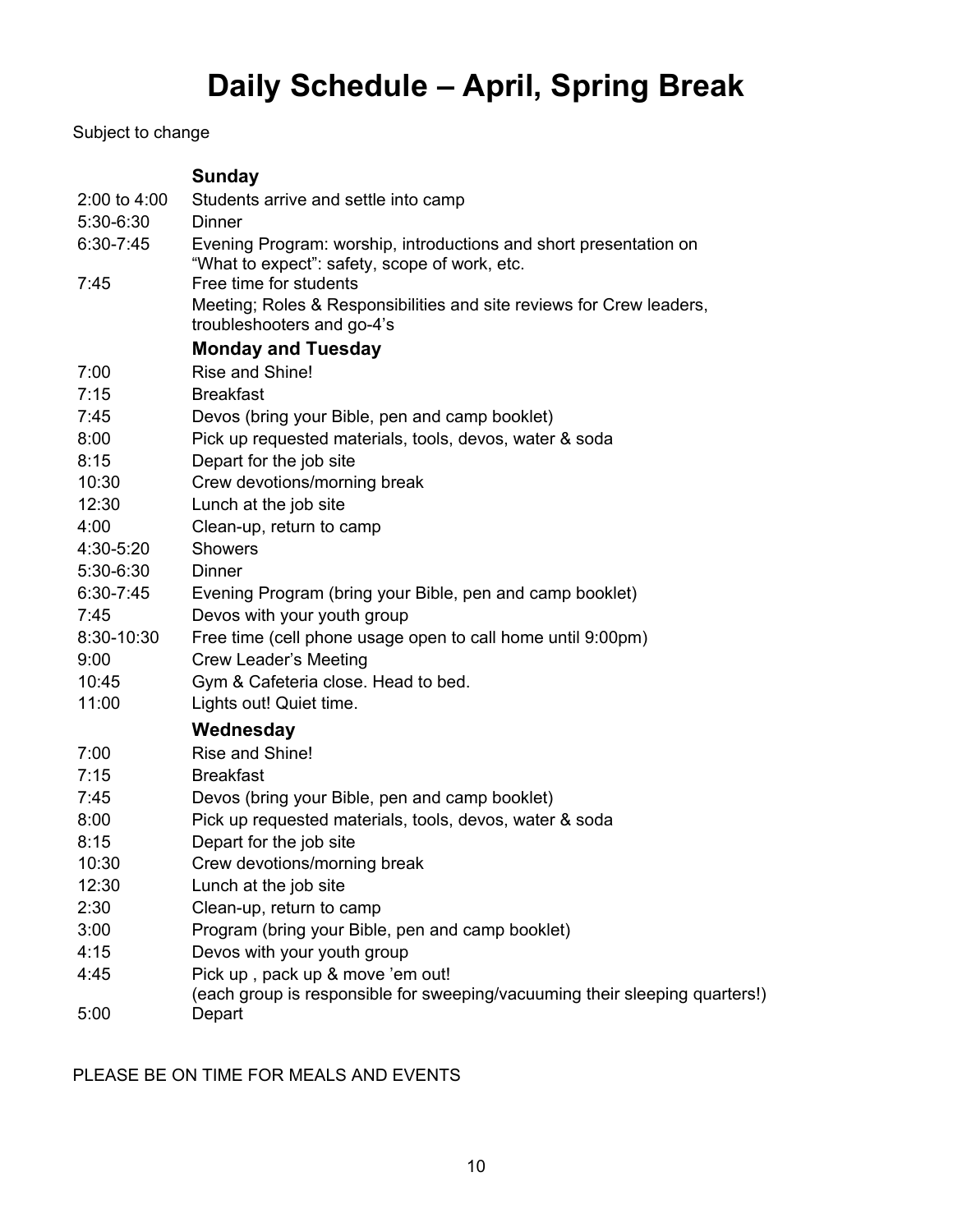# Daily Schedule – April, Spring Break

Subject to change

| | **Sunday** |
|---|---|
| 2:00 to 4:00 | Students arrive and settle into camp |
| 5:30-6:30 | Dinner |
| 6:30-7:45 | Evening Program: worship, introductions and short presentation on "What to expect": safety, scope of work, etc. |
| 7:45 | Free time for students<br>Meeting; Roles & Responsibilities and site reviews for Crew leaders, troubleshooters and go-4's |
| | **Monday and Tuesday** |
| 7:00 | Rise and Shine! |
| 7:15 | Breakfast |
| 7:45 | Devos (bring your Bible, pen and camp booklet) |
| 8:00 | Pick up requested materials, tools, devos, water & soda |
| 8:15 | Depart for the job site |
| 10:30 | Crew devotions/morning break |
| 12:30 | Lunch at the job site |
| 4:00 | Clean-up, return to camp |
| 4:30-5:20 | Showers |
| 5:30-6:30 | Dinner |
| 6:30-7:45 | Evening Program (bring your Bible, pen and camp booklet) |
| 7:45 | Devos with your youth group |
| 8:30-10:30 | Free time (cell phone usage open to call home until 9:00pm) |
| 9:00 | Crew Leader's Meeting |
| 10:45 | Gym & Cafeteria close. Head to bed. |
| 11:00 | Lights out! Quiet time. |
| | **Wednesday** |
| 7:00 | Rise and Shine! |
| 7:15 | Breakfast |
| 7:45 | Devos (bring your Bible, pen and camp booklet) |
| 8:00 | Pick up requested materials, tools, devos, water & soda |
| 8:15 | Depart for the job site |
| 10:30 | Crew devotions/morning break |
| 12:30 | Lunch at the job site |
| 2:30 | Clean-up, return to camp |
| 3:00 | Program (bring your Bible, pen and camp booklet) |
| 4:15 | Devos with your youth group |
| 4:45 | Pick up , pack up & move 'em out!<br>(each group is responsible for sweeping/vacuuming their sleeping quarters!) |
| 5:00 | Depart |

PLEASE BE ON TIME FOR MEALS AND EVENTS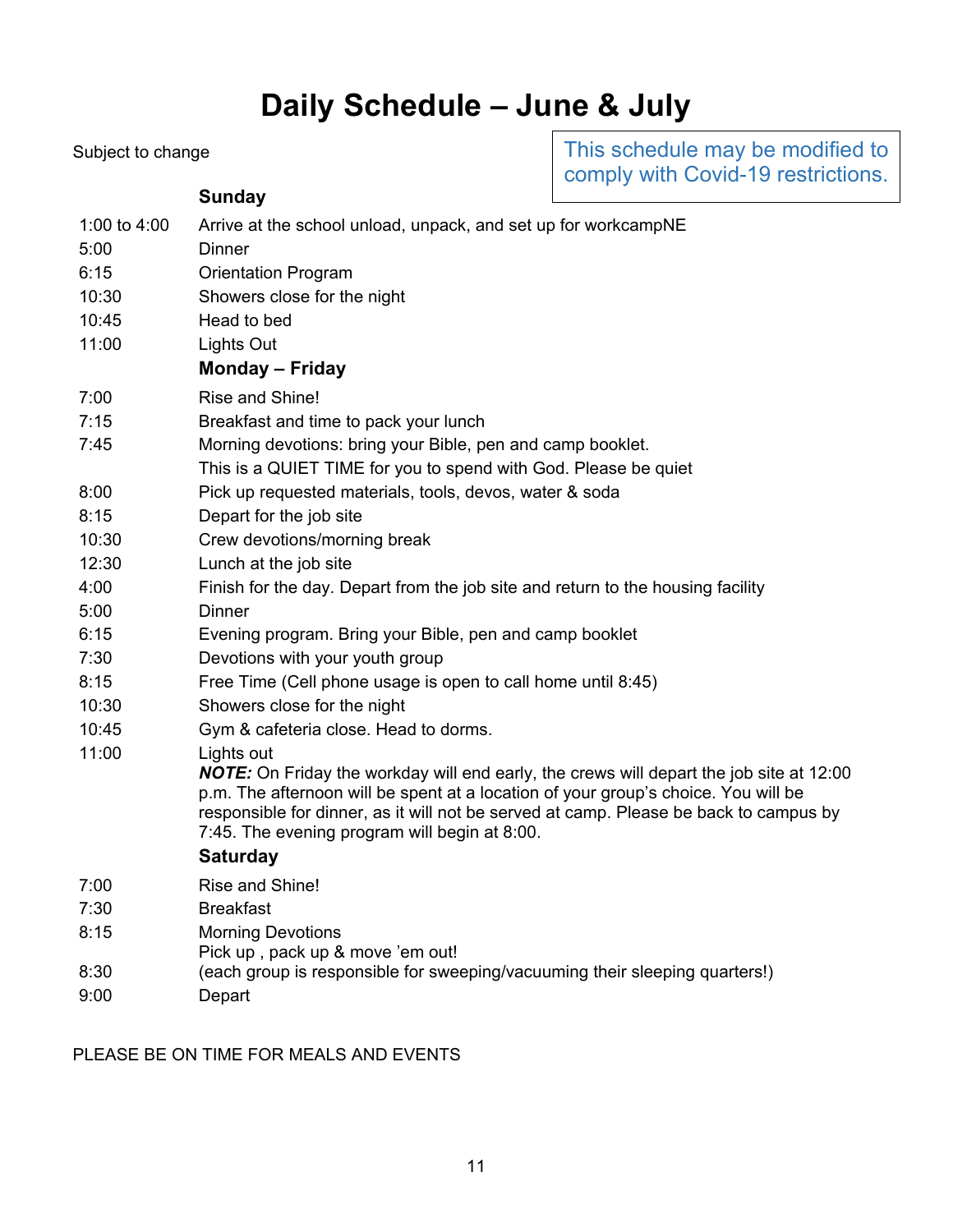# Daily Schedule – June & July

Subject to change

> This schedule may be modified to comply with Covid-19 restrictions.

### Sunday

| | |
|---|---|
| 1:00 to 4:00 | Arrive at the school unload, unpack, and set up for workcampNE |
| 5:00 | Dinner |
| 6:15 | Orientation Program |
| 10:30 | Showers close for the night |
| 10:45 | Head to bed |
| 11:00 | Lights Out |

### Monday – Friday

| | |
|---|---|
| 7:00 | Rise and Shine! |
| 7:15 | Breakfast and time to pack your lunch |
| 7:45 | Morning devotions: bring your Bible, pen and camp booklet. This is a QUIET TIME for you to spend with God. Please be quiet |
| 8:00 | Pick up requested materials, tools, devos, water & soda |
| 8:15 | Depart for the job site |
| 10:30 | Crew devotions/morning break |
| 12:30 | Lunch at the job site |
| 4:00 | Finish for the day. Depart from the job site and return to the housing facility |
| 5:00 | Dinner |
| 6:15 | Evening program. Bring your Bible, pen and camp booklet |
| 7:30 | Devotions with your youth group |
| 8:15 | Free Time (Cell phone usage is open to call home until 8:45) |
| 10:30 | Showers close for the night |
| 10:45 | Gym & cafeteria close. Head to dorms. |
| 11:00 | Lights out |

***NOTE:*** On Friday the workday will end early, the crews will depart the job site at 12:00 p.m. The afternoon will be spent at a location of your group's choice. You will be responsible for dinner, as it will not be served at camp. Please be back to campus by 7:45. The evening program will begin at 8:00.

### Saturday

| | |
|---|---|
| 7:00 | Rise and Shine! |
| 7:30 | Breakfast |
| 8:15 | Morning Devotions |
| 8:30 | Pick up , pack up & move 'em out! (each group is responsible for sweeping/vacuuming their sleeping quarters!) |
| 9:00 | Depart |

PLEASE BE ON TIME FOR MEALS AND EVENTS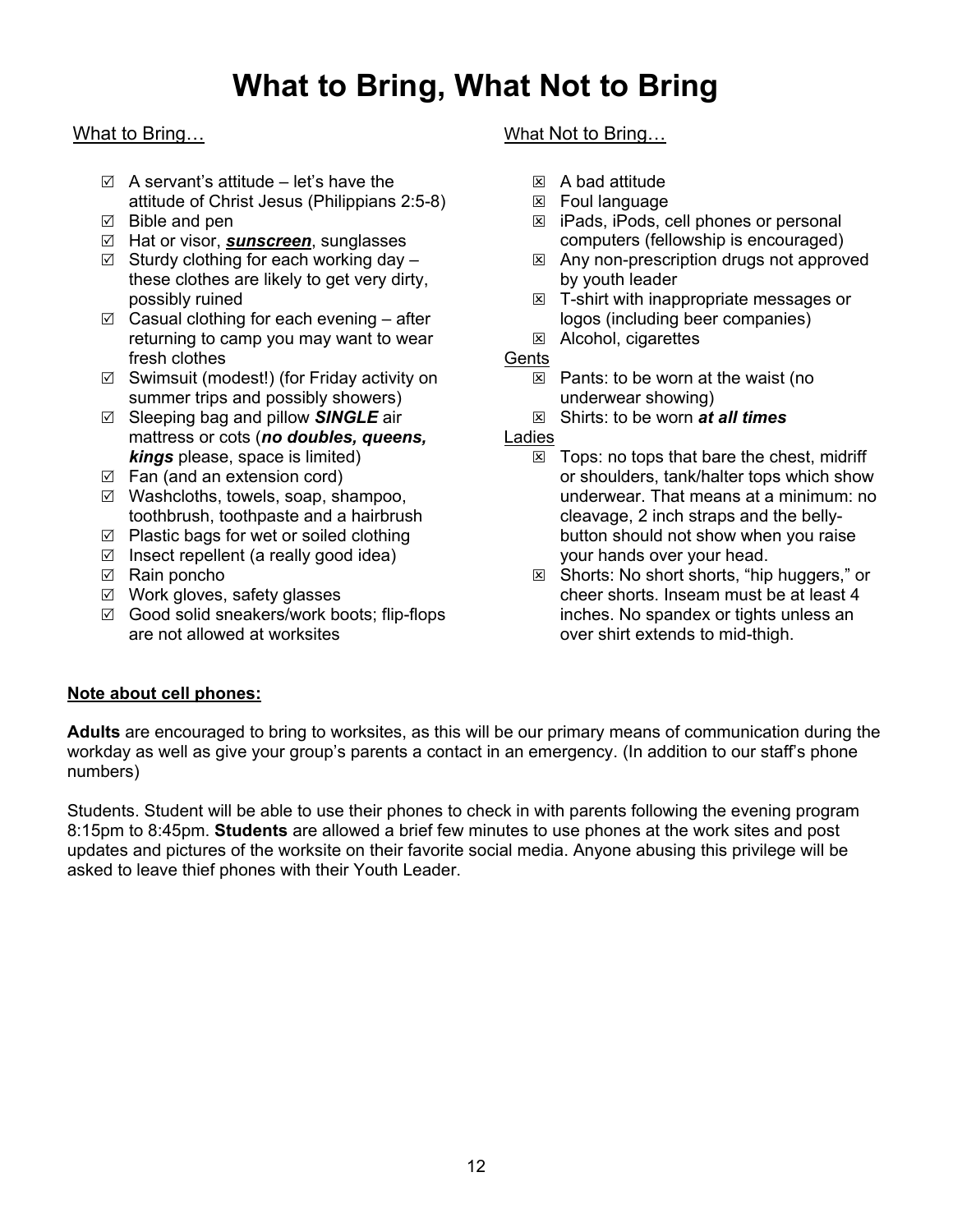# What to Bring, What Not to Bring

What to Bring…

- ☑ A servant's attitude – let's have the attitude of Christ Jesus (Philippians 2:5-8)
- ☑ Bible and pen
- ☑ Hat or visor, ***sunscreen***, sunglasses
- ☑ Sturdy clothing for each working day – these clothes are likely to get very dirty, possibly ruined
- ☑ Casual clothing for each evening – after returning to camp you may want to wear fresh clothes
- ☑ Swimsuit (modest!) (for Friday activity on summer trips and possibly showers)
- ☑ Sleeping bag and pillow ***SINGLE*** air mattress or cots (***no doubles, queens, kings*** please, space is limited)
- ☑ Fan (and an extension cord)
- ☑ Washcloths, towels, soap, shampoo, toothbrush, toothpaste and a hairbrush
- ☑ Plastic bags for wet or soiled clothing
- ☑ Insect repellent (a really good idea)
- ☑ Rain poncho
- ☑ Work gloves, safety glasses
- ☑ Good solid sneakers/work boots; flip-flops are not allowed at worksites

What Not to Bring…

- ☒ A bad attitude
- ☒ Foul language
- ☒ iPads, iPods, cell phones or personal computers (fellowship is encouraged)
- ☒ Any non-prescription drugs not approved by youth leader
- ☒ T-shirt with inappropriate messages or logos (including beer companies)
- ☒ Alcohol, cigarettes

Gents

- ☒ Pants: to be worn at the waist (no underwear showing)
- ☒ Shirts: to be worn ***at all times***

Ladies

- ☒ Tops: no tops that bare the chest, midriff or shoulders, tank/halter tops which show underwear. That means at a minimum: no cleavage, 2 inch straps and the belly-button should not show when you raise your hands over your head.
- ☒ Shorts: No short shorts, "hip huggers," or cheer shorts. Inseam must be at least 4 inches. No spandex or tights unless an over shirt extends to mid-thigh.

**Note about cell phones:**

**Adults** are encouraged to bring to worksites, as this will be our primary means of communication during the workday as well as give your group's parents a contact in an emergency. (In addition to our staff's phone numbers)

Students. Student will be able to use their phones to check in with parents following the evening program 8:15pm to 8:45pm. **Students** are allowed a brief few minutes to use phones at the work sites and post updates and pictures of the worksite on their favorite social media. Anyone abusing this privilege will be asked to leave thief phones with their Youth Leader.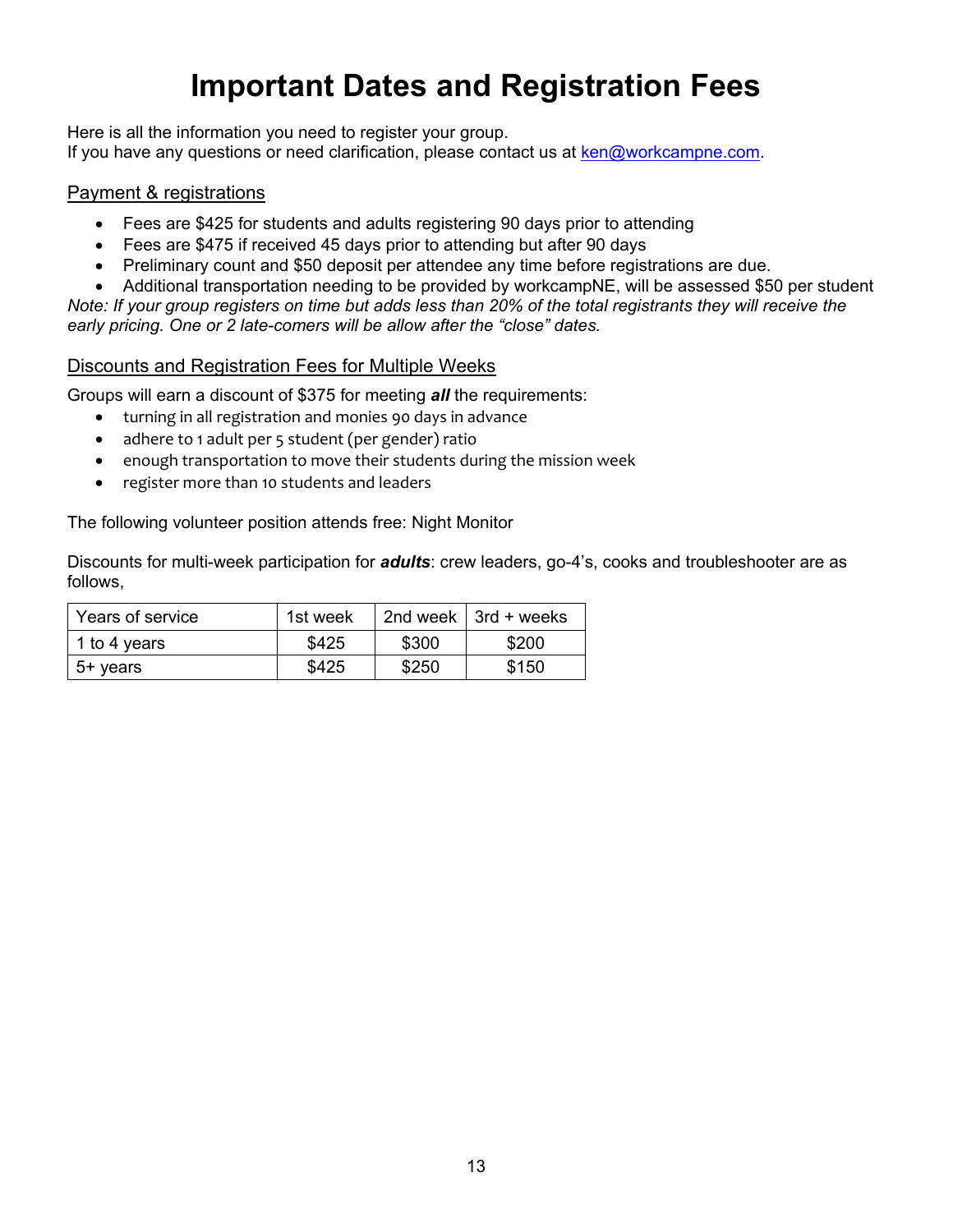# Important Dates and Registration Fees

Here is all the information you need to register your group.
If you have any questions or need clarification, please contact us at [ken@workcampne.com](mailto:ken@workcampne.com).

## Payment & registrations

- Fees are $425 for students and adults registering 90 days prior to attending
- Fees are $475 if received 45 days prior to attending but after 90 days
- Preliminary count and $50 deposit per attendee any time before registrations are due.
- Additional transportation needing to be provided by workcampNE, will be assessed $50 per student

*Note: If your group registers on time but adds less than 20% of the total registrants they will receive the early pricing. One or 2 late-comers will be allow after the "close" dates.*

## Discounts and Registration Fees for Multiple Weeks

Groups will earn a discount of $375 for meeting ***all*** the requirements:

- turning in all registration and monies 90 days in advance
- adhere to 1 adult per 5 student (per gender) ratio
- enough transportation to move their students during the mission week
- register more than 10 students and leaders

The following volunteer position attends free: Night Monitor

Discounts for multi-week participation for ***adults***: crew leaders, go-4's, cooks and troubleshooter are as follows,

| Years of service | 1st week | 2nd week | 3rd + weeks |
|---|---|---|---|
| 1 to 4 years | $425 | $300 | $200 |
| 5+ years | $425 | $250 | $150 |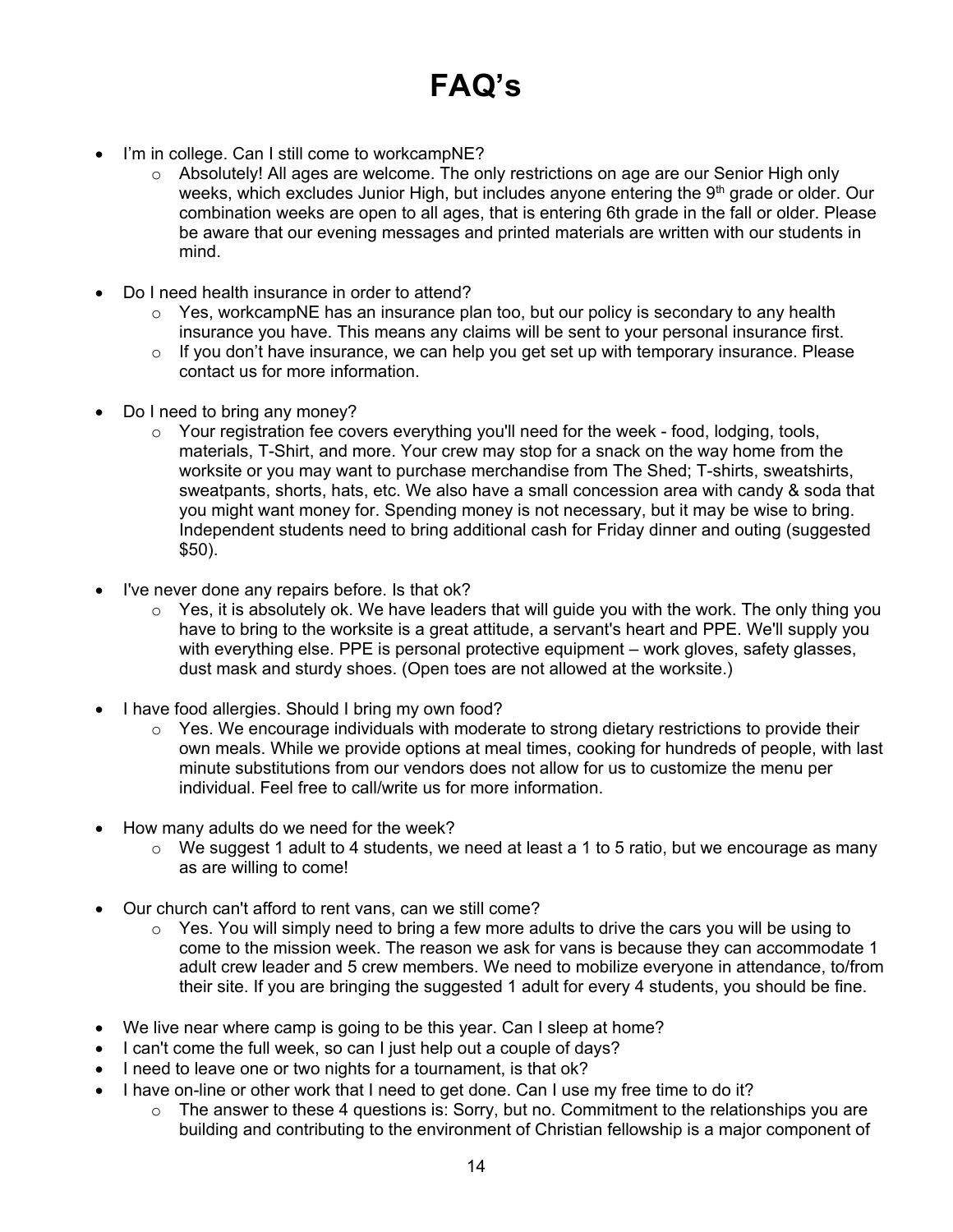# FAQ's

- I'm in college. Can I still come to workcampNE?
    - Absolutely! All ages are welcome. The only restrictions on age are our Senior High only weeks, which excludes Junior High, but includes anyone entering the 9th grade or older. Our combination weeks are open to all ages, that is entering 6th grade in the fall or older. Please be aware that our evening messages and printed materials are written with our students in mind.

- Do I need health insurance in order to attend?
    - Yes, workcampNE has an insurance plan too, but our policy is secondary to any health insurance you have. This means any claims will be sent to your personal insurance first.
    - If you don't have insurance, we can help you get set up with temporary insurance. Please contact us for more information.

- Do I need to bring any money?
    - Your registration fee covers everything you'll need for the week - food, lodging, tools, materials, T-Shirt, and more. Your crew may stop for a snack on the way home from the worksite or you may want to purchase merchandise from The Shed; T-shirts, sweatshirts, sweatpants, shorts, hats, etc. We also have a small concession area with candy & soda that you might want money for. Spending money is not necessary, but it may be wise to bring. Independent students need to bring additional cash for Friday dinner and outing (suggested $50).

- I've never done any repairs before. Is that ok?
    - Yes, it is absolutely ok. We have leaders that will guide you with the work. The only thing you have to bring to the worksite is a great attitude, a servant's heart and PPE. We'll supply you with everything else. PPE is personal protective equipment – work gloves, safety glasses, dust mask and sturdy shoes. (Open toes are not allowed at the worksite.)

- I have food allergies. Should I bring my own food?
    - Yes. We encourage individuals with moderate to strong dietary restrictions to provide their own meals. While we provide options at meal times, cooking for hundreds of people, with last minute substitutions from our vendors does not allow for us to customize the menu per individual. Feel free to call/write us for more information.

- How many adults do we need for the week?
    - We suggest 1 adult to 4 students, we need at least a 1 to 5 ratio, but we encourage as many as are willing to come!

- Our church can't afford to rent vans, can we still come?
    - Yes. You will simply need to bring a few more adults to drive the cars you will be using to come to the mission week. The reason we ask for vans is because they can accommodate 1 adult crew leader and 5 crew members. We need to mobilize everyone in attendance, to/from their site. If you are bringing the suggested 1 adult for every 4 students, you should be fine.

- We live near where camp is going to be this year. Can I sleep at home?
- I can't come the full week, so can I just help out a couple of days?
- I need to leave one or two nights for a tournament, is that ok?
- I have on-line or other work that I need to get done. Can I use my free time to do it?
    - The answer to these 4 questions is: Sorry, but no. Commitment to the relationships you are building and contributing to the environment of Christian fellowship is a major component of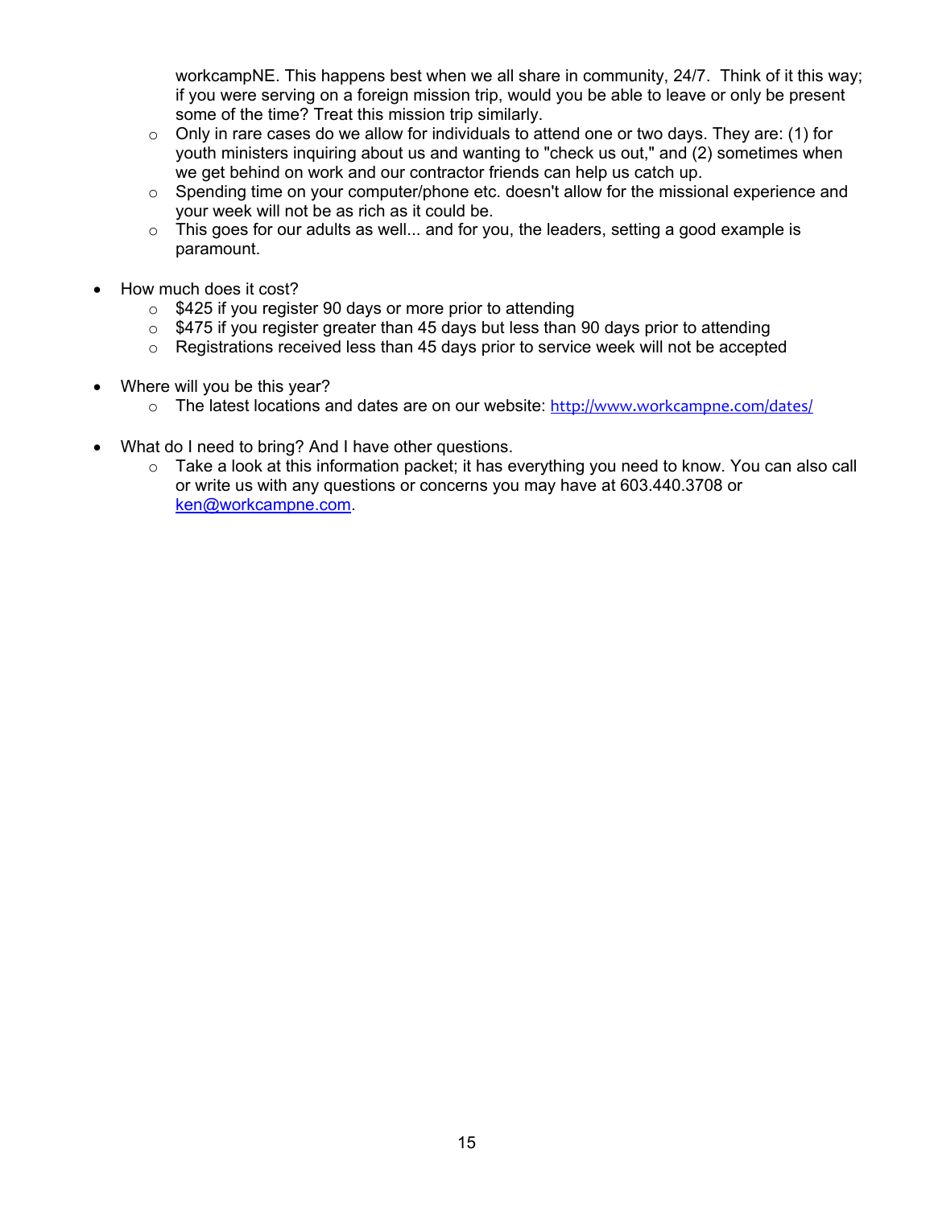workcampNE. This happens best when we all share in community, 24/7. Think of it this way; if you were serving on a foreign mission trip, would you be able to leave or only be present some of the time? Treat this mission trip similarly.
  - Only in rare cases do we allow for individuals to attend one or two days. They are: (1) for youth ministers inquiring about us and wanting to "check us out," and (2) sometimes when we get behind on work and our contractor friends can help us catch up.
  - Spending time on your computer/phone etc. doesn't allow for the missional experience and your week will not be as rich as it could be.
  - This goes for our adults as well... and for you, the leaders, setting a good example is paramount.

- How much does it cost?
  - $425 if you register 90 days or more prior to attending
  - $475 if you register greater than 45 days but less than 90 days prior to attending
  - Registrations received less than 45 days prior to service week will not be accepted

- Where will you be this year?
  - The latest locations and dates are on our website: http://www.workcampne.com/dates/

- What do I need to bring? And I have other questions.
  - Take a look at this information packet; it has everything you need to know. You can also call or write us with any questions or concerns you may have at 603.440.3708 or ken@workcampne.com.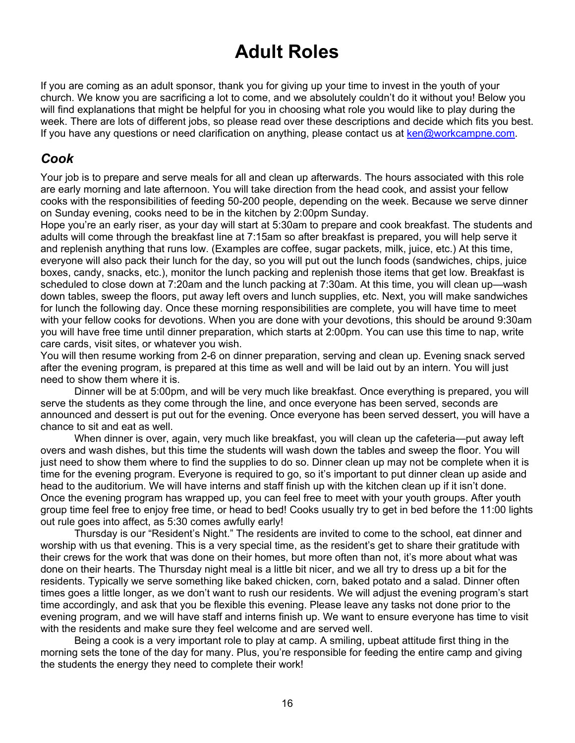# Adult Roles

If you are coming as an adult sponsor, thank you for giving up your time to invest in the youth of your church. We know you are sacrificing a lot to come, and we absolutely couldn't do it without you! Below you will find explanations that might be helpful for you in choosing what role you would like to play during the week. There are lots of different jobs, so please read over these descriptions and decide which fits you best. If you have any questions or need clarification on anything, please contact us at [ken@workcampne.com](mailto:ken@workcampne.com).

## *Cook*

Your job is to prepare and serve meals for all and clean up afterwards. The hours associated with this role are early morning and late afternoon. You will take direction from the head cook, and assist your fellow cooks with the responsibilities of feeding 50-200 people, depending on the week. Because we serve dinner on Sunday evening, cooks need to be in the kitchen by 2:00pm Sunday.

Hope you're an early riser, as your day will start at 5:30am to prepare and cook breakfast. The students and adults will come through the breakfast line at 7:15am so after breakfast is prepared, you will help serve it and replenish anything that runs low. (Examples are coffee, sugar packets, milk, juice, etc.) At this time, everyone will also pack their lunch for the day, so you will put out the lunch foods (sandwiches, chips, juice boxes, candy, snacks, etc.), monitor the lunch packing and replenish those items that get low. Breakfast is scheduled to close down at 7:20am and the lunch packing at 7:30am. At this time, you will clean up—wash down tables, sweep the floors, put away left overs and lunch supplies, etc. Next, you will make sandwiches for lunch the following day. Once these morning responsibilities are complete, you will have time to meet with your fellow cooks for devotions. When you are done with your devotions, this should be around 9:30am you will have free time until dinner preparation, which starts at 2:00pm. You can use this time to nap, write care cards, visit sites, or whatever you wish.

You will then resume working from 2-6 on dinner preparation, serving and clean up. Evening snack served after the evening program, is prepared at this time as well and will be laid out by an intern. You will just need to show them where it is.

Dinner will be at 5:00pm, and will be very much like breakfast. Once everything is prepared, you will serve the students as they come through the line, and once everyone has been served, seconds are announced and dessert is put out for the evening. Once everyone has been served dessert, you will have a chance to sit and eat as well.

When dinner is over, again, very much like breakfast, you will clean up the cafeteria—put away left overs and wash dishes, but this time the students will wash down the tables and sweep the floor. You will just need to show them where to find the supplies to do so. Dinner clean up may not be complete when it is time for the evening program. Everyone is required to go, so it's important to put dinner clean up aside and head to the auditorium. We will have interns and staff finish up with the kitchen clean up if it isn't done. Once the evening program has wrapped up, you can feel free to meet with your youth groups. After youth group time feel free to enjoy free time, or head to bed! Cooks usually try to get in bed before the 11:00 lights out rule goes into affect, as 5:30 comes awfully early!

Thursday is our "Resident's Night." The residents are invited to come to the school, eat dinner and worship with us that evening. This is a very special time, as the resident's get to share their gratitude with their crews for the work that was done on their homes, but more often than not, it's more about what was done on their hearts. The Thursday night meal is a little bit nicer, and we all try to dress up a bit for the residents. Typically we serve something like baked chicken, corn, baked potato and a salad. Dinner often times goes a little longer, as we don't want to rush our residents. We will adjust the evening program's start time accordingly, and ask that you be flexible this evening. Please leave any tasks not done prior to the evening program, and we will have staff and interns finish up. We want to ensure everyone has time to visit with the residents and make sure they feel welcome and are served well.

Being a cook is a very important role to play at camp. A smiling, upbeat attitude first thing in the morning sets the tone of the day for many. Plus, you're responsible for feeding the entire camp and giving the students the energy they need to complete their work!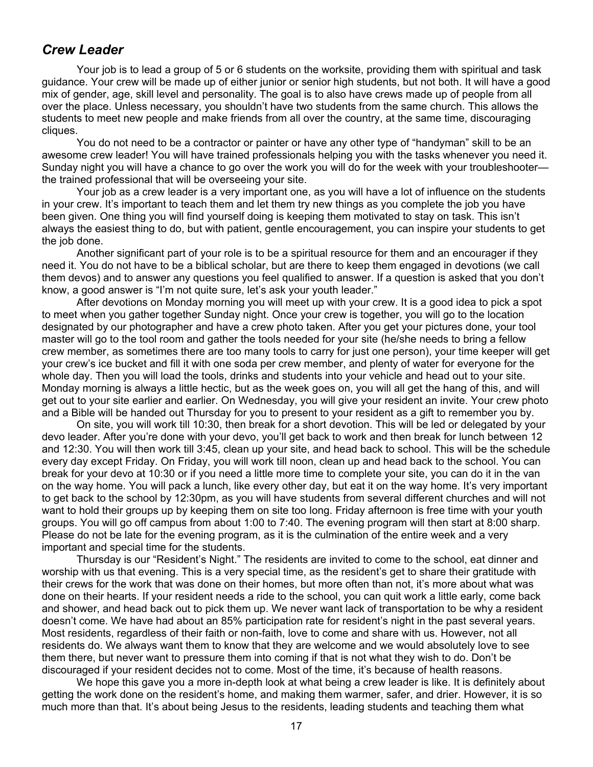## *Crew Leader*

Your job is to lead a group of 5 or 6 students on the worksite, providing them with spiritual and task guidance. Your crew will be made up of either junior or senior high students, but not both. It will have a good mix of gender, age, skill level and personality. The goal is to also have crews made up of people from all over the place. Unless necessary, you shouldn't have two students from the same church. This allows the students to meet new people and make friends from all over the country, at the same time, discouraging cliques.

You do not need to be a contractor or painter or have any other type of "handyman" skill to be an awesome crew leader! You will have trained professionals helping you with the tasks whenever you need it. Sunday night you will have a chance to go over the work you will do for the week with your troubleshooter—the trained professional that will be overseeing your site.

Your job as a crew leader is a very important one, as you will have a lot of influence on the students in your crew. It's important to teach them and let them try new things as you complete the job you have been given. One thing you will find yourself doing is keeping them motivated to stay on task. This isn't always the easiest thing to do, but with patient, gentle encouragement, you can inspire your students to get the job done.

Another significant part of your role is to be a spiritual resource for them and an encourager if they need it. You do not have to be a biblical scholar, but are there to keep them engaged in devotions (we call them devos) and to answer any questions you feel qualified to answer. If a question is asked that you don't know, a good answer is "I'm not quite sure, let's ask your youth leader."

After devotions on Monday morning you will meet up with your crew. It is a good idea to pick a spot to meet when you gather together Sunday night. Once your crew is together, you will go to the location designated by our photographer and have a crew photo taken. After you get your pictures done, your tool master will go to the tool room and gather the tools needed for your site (he/she needs to bring a fellow crew member, as sometimes there are too many tools to carry for just one person), your time keeper will get your crew's ice bucket and fill it with one soda per crew member, and plenty of water for everyone for the whole day. Then you will load the tools, drinks and students into your vehicle and head out to your site. Monday morning is always a little hectic, but as the week goes on, you will all get the hang of this, and will get out to your site earlier and earlier. On Wednesday, you will give your resident an invite. Your crew photo and a Bible will be handed out Thursday for you to present to your resident as a gift to remember you by.

On site, you will work till 10:30, then break for a short devotion. This will be led or delegated by your devo leader. After you're done with your devo, you'll get back to work and then break for lunch between 12 and 12:30. You will then work till 3:45, clean up your site, and head back to school. This will be the schedule every day except Friday. On Friday, you will work till noon, clean up and head back to the school. You can break for your devo at 10:30 or if you need a little more time to complete your site, you can do it in the van on the way home. You will pack a lunch, like every other day, but eat it on the way home. It's very important to get back to the school by 12:30pm, as you will have students from several different churches and will not want to hold their groups up by keeping them on site too long. Friday afternoon is free time with your youth groups. You will go off campus from about 1:00 to 7:40. The evening program will then start at 8:00 sharp. Please do not be late for the evening program, as it is the culmination of the entire week and a very important and special time for the students.

Thursday is our "Resident's Night." The residents are invited to come to the school, eat dinner and worship with us that evening. This is a very special time, as the resident's get to share their gratitude with their crews for the work that was done on their homes, but more often than not, it's more about what was done on their hearts. If your resident needs a ride to the school, you can quit work a little early, come back and shower, and head back out to pick them up. We never want lack of transportation to be why a resident doesn't come. We have had about an 85% participation rate for resident's night in the past several years. Most residents, regardless of their faith or non-faith, love to come and share with us. However, not all residents do. We always want them to know that they are welcome and we would absolutely love to see them there, but never want to pressure them into coming if that is not what they wish to do. Don't be discouraged if your resident decides not to come. Most of the time, it's because of health reasons.

We hope this gave you a more in-depth look at what being a crew leader is like. It is definitely about getting the work done on the resident's home, and making them warmer, safer, and drier. However, it is so much more than that. It's about being Jesus to the residents, leading students and teaching them what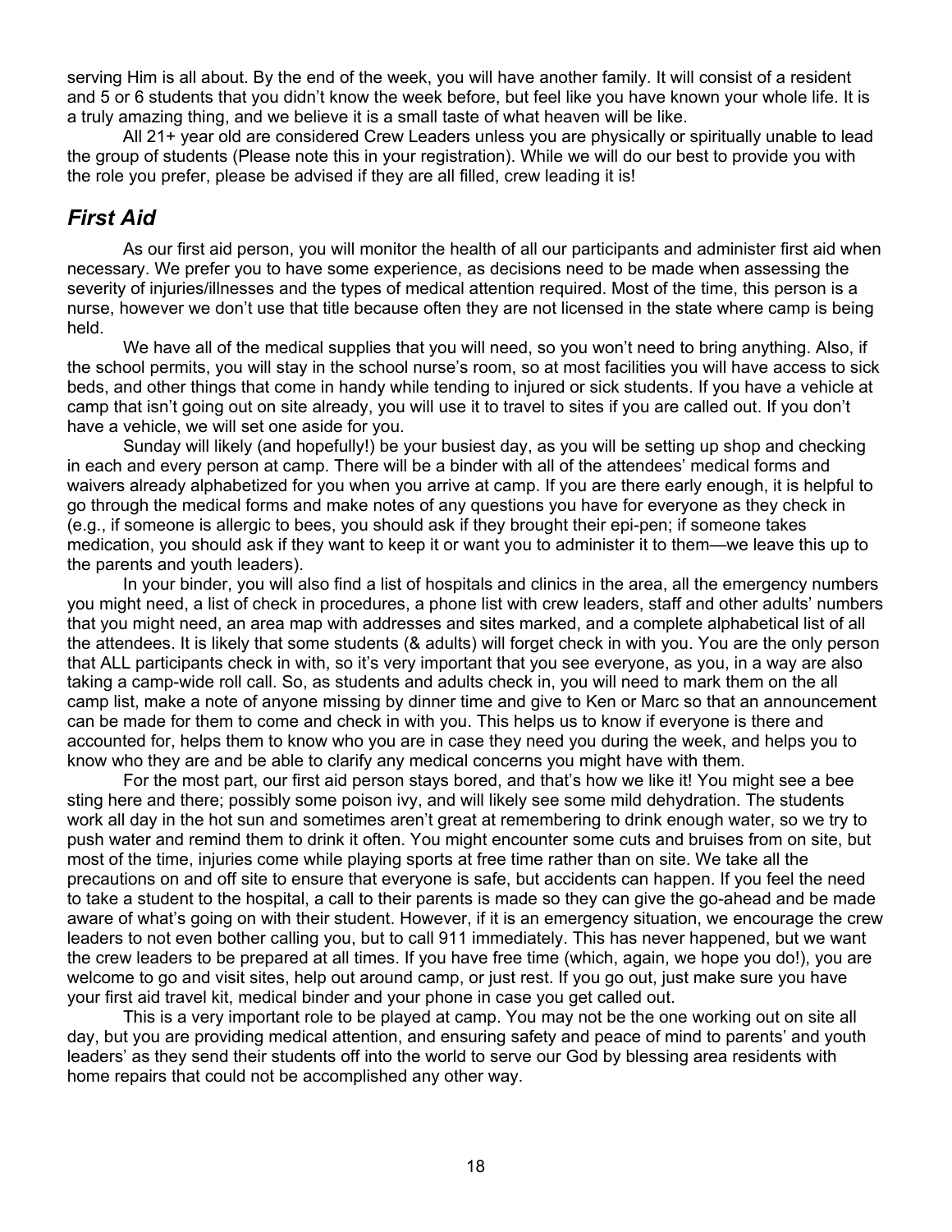serving Him is all about. By the end of the week, you will have another family. It will consist of a resident and 5 or 6 students that you didn't know the week before, but feel like you have known your whole life. It is a truly amazing thing, and we believe it is a small taste of what heaven will be like.

All 21+ year old are considered Crew Leaders unless you are physically or spiritually unable to lead the group of students (Please note this in your registration). While we will do our best to provide you with the role you prefer, please be advised if they are all filled, crew leading it is!

## *First Aid*

As our first aid person, you will monitor the health of all our participants and administer first aid when necessary. We prefer you to have some experience, as decisions need to be made when assessing the severity of injuries/illnesses and the types of medical attention required. Most of the time, this person is a nurse, however we don't use that title because often they are not licensed in the state where camp is being held.

We have all of the medical supplies that you will need, so you won't need to bring anything. Also, if the school permits, you will stay in the school nurse's room, so at most facilities you will have access to sick beds, and other things that come in handy while tending to injured or sick students. If you have a vehicle at camp that isn't going out on site already, you will use it to travel to sites if you are called out. If you don't have a vehicle, we will set one aside for you.

Sunday will likely (and hopefully!) be your busiest day, as you will be setting up shop and checking in each and every person at camp. There will be a binder with all of the attendees' medical forms and waivers already alphabetized for you when you arrive at camp. If you are there early enough, it is helpful to go through the medical forms and make notes of any questions you have for everyone as they check in (e.g., if someone is allergic to bees, you should ask if they brought their epi-pen; if someone takes medication, you should ask if they want to keep it or want you to administer it to them—we leave this up to the parents and youth leaders).

In your binder, you will also find a list of hospitals and clinics in the area, all the emergency numbers you might need, a list of check in procedures, a phone list with crew leaders, staff and other adults' numbers that you might need, an area map with addresses and sites marked, and a complete alphabetical list of all the attendees. It is likely that some students (& adults) will forget check in with you. You are the only person that ALL participants check in with, so it's very important that you see everyone, as you, in a way are also taking a camp-wide roll call. So, as students and adults check in, you will need to mark them on the all camp list, make a note of anyone missing by dinner time and give to Ken or Marc so that an announcement can be made for them to come and check in with you. This helps us to know if everyone is there and accounted for, helps them to know who you are in case they need you during the week, and helps you to know who they are and be able to clarify any medical concerns you might have with them.

For the most part, our first aid person stays bored, and that's how we like it! You might see a bee sting here and there; possibly some poison ivy, and will likely see some mild dehydration. The students work all day in the hot sun and sometimes aren't great at remembering to drink enough water, so we try to push water and remind them to drink it often. You might encounter some cuts and bruises from on site, but most of the time, injuries come while playing sports at free time rather than on site. We take all the precautions on and off site to ensure that everyone is safe, but accidents can happen. If you feel the need to take a student to the hospital, a call to their parents is made so they can give the go-ahead and be made aware of what's going on with their student. However, if it is an emergency situation, we encourage the crew leaders to not even bother calling you, but to call 911 immediately. This has never happened, but we want the crew leaders to be prepared at all times. If you have free time (which, again, we hope you do!), you are welcome to go and visit sites, help out around camp, or just rest. If you go out, just make sure you have your first aid travel kit, medical binder and your phone in case you get called out.

This is a very important role to be played at camp. You may not be the one working out on site all day, but you are providing medical attention, and ensuring safety and peace of mind to parents' and youth leaders' as they send their students off into the world to serve our God by blessing area residents with home repairs that could not be accomplished any other way.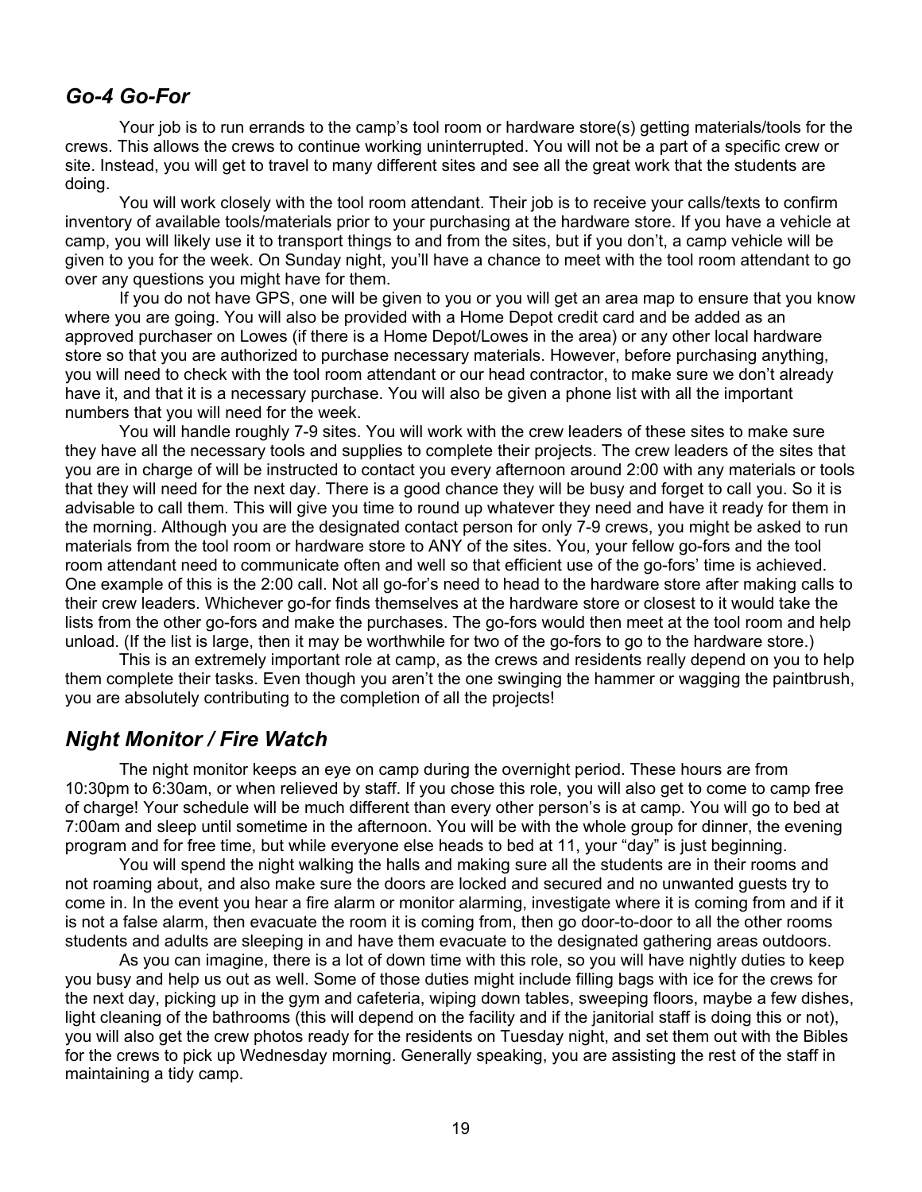## *Go-4 Go-For*

Your job is to run errands to the camp's tool room or hardware store(s) getting materials/tools for the crews. This allows the crews to continue working uninterrupted. You will not be a part of a specific crew or site. Instead, you will get to travel to many different sites and see all the great work that the students are doing.

You will work closely with the tool room attendant. Their job is to receive your calls/texts to confirm inventory of available tools/materials prior to your purchasing at the hardware store. If you have a vehicle at camp, you will likely use it to transport things to and from the sites, but if you don't, a camp vehicle will be given to you for the week. On Sunday night, you'll have a chance to meet with the tool room attendant to go over any questions you might have for them.

If you do not have GPS, one will be given to you or you will get an area map to ensure that you know where you are going. You will also be provided with a Home Depot credit card and be added as an approved purchaser on Lowes (if there is a Home Depot/Lowes in the area) or any other local hardware store so that you are authorized to purchase necessary materials. However, before purchasing anything, you will need to check with the tool room attendant or our head contractor, to make sure we don't already have it, and that it is a necessary purchase. You will also be given a phone list with all the important numbers that you will need for the week.

You will handle roughly 7-9 sites. You will work with the crew leaders of these sites to make sure they have all the necessary tools and supplies to complete their projects. The crew leaders of the sites that you are in charge of will be instructed to contact you every afternoon around 2:00 with any materials or tools that they will need for the next day. There is a good chance they will be busy and forget to call you. So it is advisable to call them. This will give you time to round up whatever they need and have it ready for them in the morning. Although you are the designated contact person for only 7-9 crews, you might be asked to run materials from the tool room or hardware store to ANY of the sites. You, your fellow go-fors and the tool room attendant need to communicate often and well so that efficient use of the go-fors' time is achieved. One example of this is the 2:00 call. Not all go-for's need to head to the hardware store after making calls to their crew leaders. Whichever go-for finds themselves at the hardware store or closest to it would take the lists from the other go-fors and make the purchases. The go-fors would then meet at the tool room and help unload. (If the list is large, then it may be worthwhile for two of the go-fors to go to the hardware store.)

This is an extremely important role at camp, as the crews and residents really depend on you to help them complete their tasks. Even though you aren't the one swinging the hammer or wagging the paintbrush, you are absolutely contributing to the completion of all the projects!

## *Night Monitor / Fire Watch*

The night monitor keeps an eye on camp during the overnight period. These hours are from 10:30pm to 6:30am, or when relieved by staff. If you chose this role, you will also get to come to camp free of charge! Your schedule will be much different than every other person's is at camp. You will go to bed at 7:00am and sleep until sometime in the afternoon. You will be with the whole group for dinner, the evening program and for free time, but while everyone else heads to bed at 11, your "day" is just beginning.

You will spend the night walking the halls and making sure all the students are in their rooms and not roaming about, and also make sure the doors are locked and secured and no unwanted guests try to come in. In the event you hear a fire alarm or monitor alarming, investigate where it is coming from and if it is not a false alarm, then evacuate the room it is coming from, then go door-to-door to all the other rooms students and adults are sleeping in and have them evacuate to the designated gathering areas outdoors.

As you can imagine, there is a lot of down time with this role, so you will have nightly duties to keep you busy and help us out as well. Some of those duties might include filling bags with ice for the crews for the next day, picking up in the gym and cafeteria, wiping down tables, sweeping floors, maybe a few dishes, light cleaning of the bathrooms (this will depend on the facility and if the janitorial staff is doing this or not), you will also get the crew photos ready for the residents on Tuesday night, and set them out with the Bibles for the crews to pick up Wednesday morning. Generally speaking, you are assisting the rest of the staff in maintaining a tidy camp.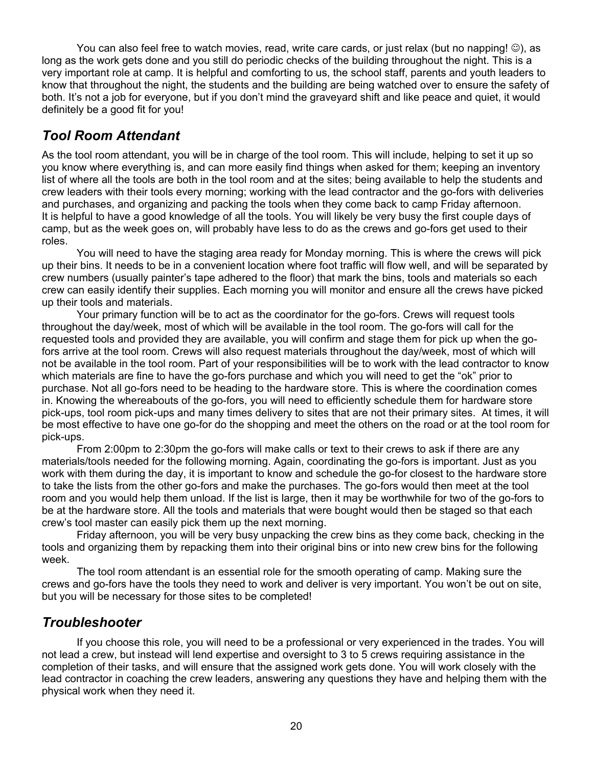You can also feel free to watch movies, read, write care cards, or just relax (but no napping! ☺), as long as the work gets done and you still do periodic checks of the building throughout the night. This is a very important role at camp. It is helpful and comforting to us, the school staff, parents and youth leaders to know that throughout the night, the students and the building are being watched over to ensure the safety of both. It's not a job for everyone, but if you don't mind the graveyard shift and like peace and quiet, it would definitely be a good fit for you!

## *Tool Room Attendant*

As the tool room attendant, you will be in charge of the tool room. This will include, helping to set it up so you know where everything is, and can more easily find things when asked for them; keeping an inventory list of where all the tools are both in the tool room and at the sites; being available to help the students and crew leaders with their tools every morning; working with the lead contractor and the go-fors with deliveries and purchases, and organizing and packing the tools when they come back to camp Friday afternoon. It is helpful to have a good knowledge of all the tools. You will likely be very busy the first couple days of camp, but as the week goes on, will probably have less to do as the crews and go-fors get used to their roles.

You will need to have the staging area ready for Monday morning. This is where the crews will pick up their bins. It needs to be in a convenient location where foot traffic will flow well, and will be separated by crew numbers (usually painter's tape adhered to the floor) that mark the bins, tools and materials so each crew can easily identify their supplies. Each morning you will monitor and ensure all the crews have picked up their tools and materials.

Your primary function will be to act as the coordinator for the go-fors. Crews will request tools throughout the day/week, most of which will be available in the tool room. The go-fors will call for the requested tools and provided they are available, you will confirm and stage them for pick up when the go-fors arrive at the tool room. Crews will also request materials throughout the day/week, most of which will not be available in the tool room. Part of your responsibilities will be to work with the lead contractor to know which materials are fine to have the go-fors purchase and which you will need to get the "ok" prior to purchase. Not all go-fors need to be heading to the hardware store. This is where the coordination comes in. Knowing the whereabouts of the go-fors, you will need to efficiently schedule them for hardware store pick-ups, tool room pick-ups and many times delivery to sites that are not their primary sites. At times, it will be most effective to have one go-for do the shopping and meet the others on the road or at the tool room for pick-ups.

From 2:00pm to 2:30pm the go-fors will make calls or text to their crews to ask if there are any materials/tools needed for the following morning. Again, coordinating the go-fors is important. Just as you work with them during the day, it is important to know and schedule the go-for closest to the hardware store to take the lists from the other go-fors and make the purchases. The go-fors would then meet at the tool room and you would help them unload. If the list is large, then it may be worthwhile for two of the go-fors to be at the hardware store. All the tools and materials that were bought would then be staged so that each crew's tool master can easily pick them up the next morning.

Friday afternoon, you will be very busy unpacking the crew bins as they come back, checking in the tools and organizing them by repacking them into their original bins or into new crew bins for the following week.

The tool room attendant is an essential role for the smooth operating of camp. Making sure the crews and go-fors have the tools they need to work and deliver is very important. You won't be out on site, but you will be necessary for those sites to be completed!

## *Troubleshooter*

If you choose this role, you will need to be a professional or very experienced in the trades. You will not lead a crew, but instead will lend expertise and oversight to 3 to 5 crews requiring assistance in the completion of their tasks, and will ensure that the assigned work gets done. You will work closely with the lead contractor in coaching the crew leaders, answering any questions they have and helping them with the physical work when they need it.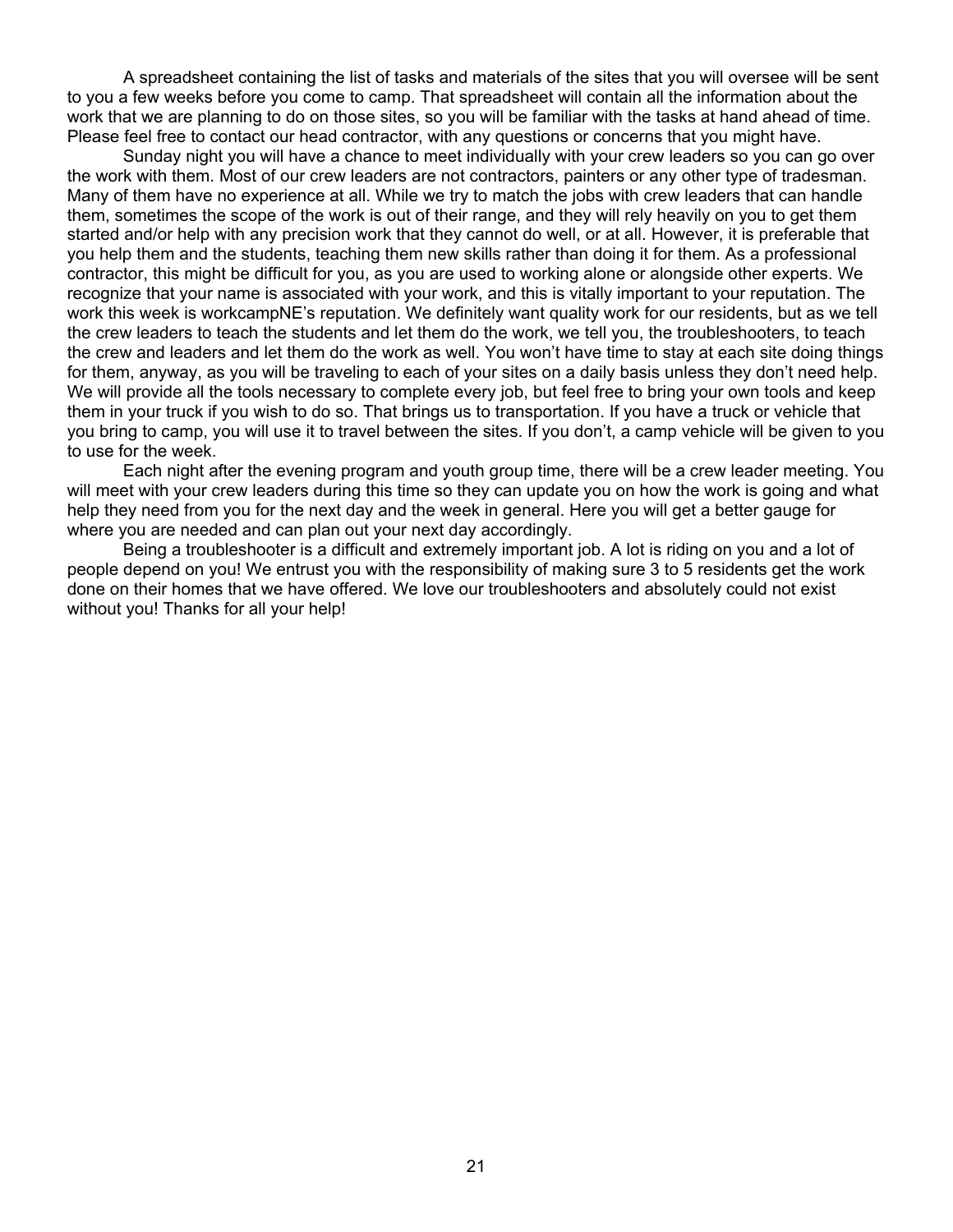A spreadsheet containing the list of tasks and materials of the sites that you will oversee will be sent to you a few weeks before you come to camp. That spreadsheet will contain all the information about the work that we are planning to do on those sites, so you will be familiar with the tasks at hand ahead of time. Please feel free to contact our head contractor, with any questions or concerns that you might have.

Sunday night you will have a chance to meet individually with your crew leaders so you can go over the work with them. Most of our crew leaders are not contractors, painters or any other type of tradesman. Many of them have no experience at all. While we try to match the jobs with crew leaders that can handle them, sometimes the scope of the work is out of their range, and they will rely heavily on you to get them started and/or help with any precision work that they cannot do well, or at all. However, it is preferable that you help them and the students, teaching them new skills rather than doing it for them. As a professional contractor, this might be difficult for you, as you are used to working alone or alongside other experts. We recognize that your name is associated with your work, and this is vitally important to your reputation. The work this week is workcampNE's reputation. We definitely want quality work for our residents, but as we tell the crew leaders to teach the students and let them do the work, we tell you, the troubleshooters, to teach the crew and leaders and let them do the work as well. You won't have time to stay at each site doing things for them, anyway, as you will be traveling to each of your sites on a daily basis unless they don't need help. We will provide all the tools necessary to complete every job, but feel free to bring your own tools and keep them in your truck if you wish to do so. That brings us to transportation. If you have a truck or vehicle that you bring to camp, you will use it to travel between the sites. If you don't, a camp vehicle will be given to you to use for the week.

Each night after the evening program and youth group time, there will be a crew leader meeting. You will meet with your crew leaders during this time so they can update you on how the work is going and what help they need from you for the next day and the week in general. Here you will get a better gauge for where you are needed and can plan out your next day accordingly.

Being a troubleshooter is a difficult and extremely important job. A lot is riding on you and a lot of people depend on you! We entrust you with the responsibility of making sure 3 to 5 residents get the work done on their homes that we have offered. We love our troubleshooters and absolutely could not exist without you! Thanks for all your help!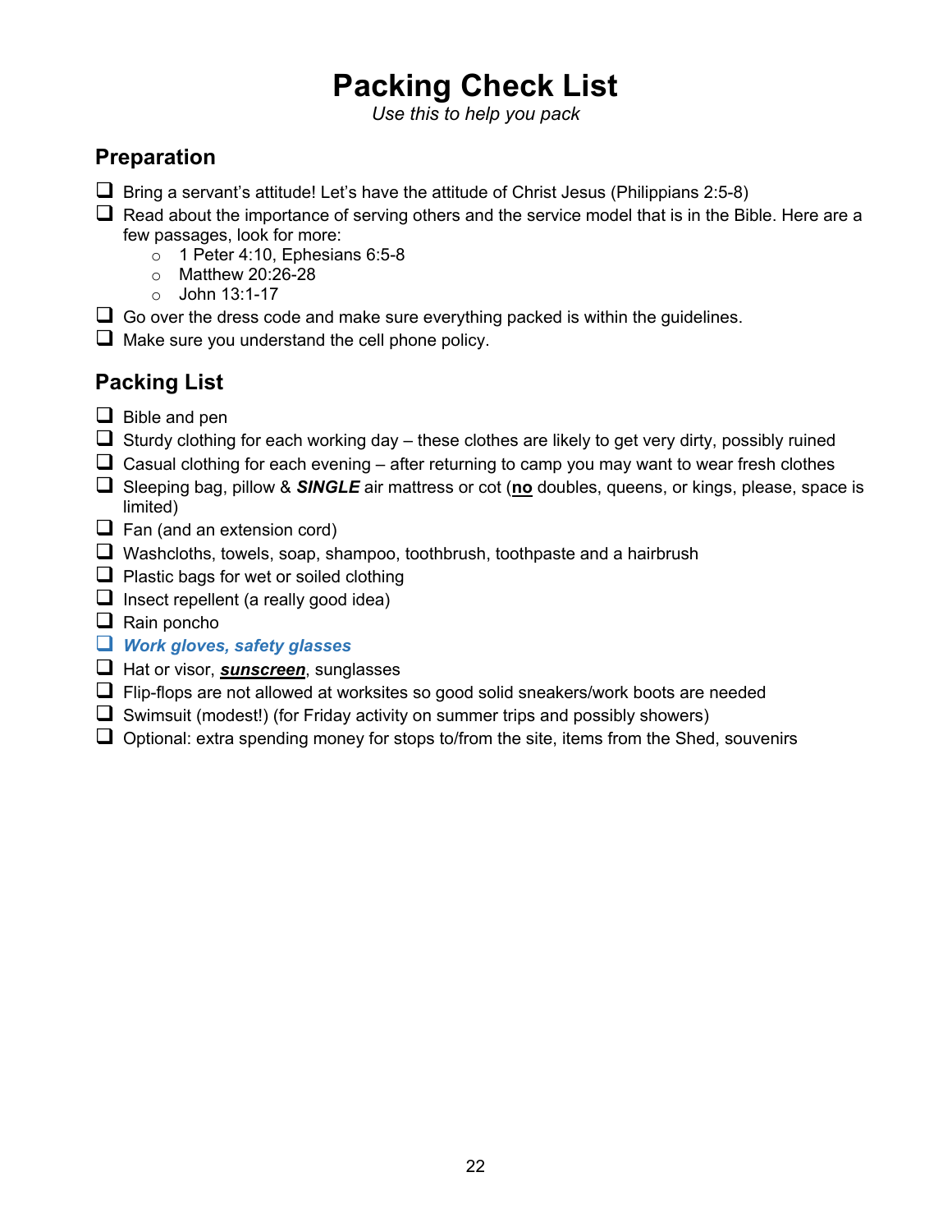# Packing Check List

*Use this to help you pack*

## Preparation

- [ ] Bring a servant's attitude! Let's have the attitude of Christ Jesus (Philippians 2:5-8)
- [ ] Read about the importance of serving others and the service model that is in the Bible. Here are a few passages, look for more:
  - 1 Peter 4:10, Ephesians 6:5-8
  - Matthew 20:26-28
  - John 13:1-17
- [ ] Go over the dress code and make sure everything packed is within the guidelines.
- [ ] Make sure you understand the cell phone policy.

## Packing List

- [ ] Bible and pen
- [ ] Sturdy clothing for each working day – these clothes are likely to get very dirty, possibly ruined
- [ ] Casual clothing for each evening – after returning to camp you may want to wear fresh clothes
- [ ] Sleeping bag, pillow & ***SINGLE*** air mattress or cot (<u>**no**</u> doubles, queens, or kings, please, space is limited)
- [ ] Fan (and an extension cord)
- [ ] Washcloths, towels, soap, shampoo, toothbrush, toothpaste and a hairbrush
- [ ] Plastic bags for wet or soiled clothing
- [ ] Insect repellent (a really good idea)
- [ ] Rain poncho
- [ ] ***Work gloves, safety glasses***
- [ ] Hat or visor, <u>***sunscreen***</u>, sunglasses
- [ ] Flip-flops are not allowed at worksites so good solid sneakers/work boots are needed
- [ ] Swimsuit (modest!) (for Friday activity on summer trips and possibly showers)
- [ ] Optional: extra spending money for stops to/from the site, items from the Shed, souvenirs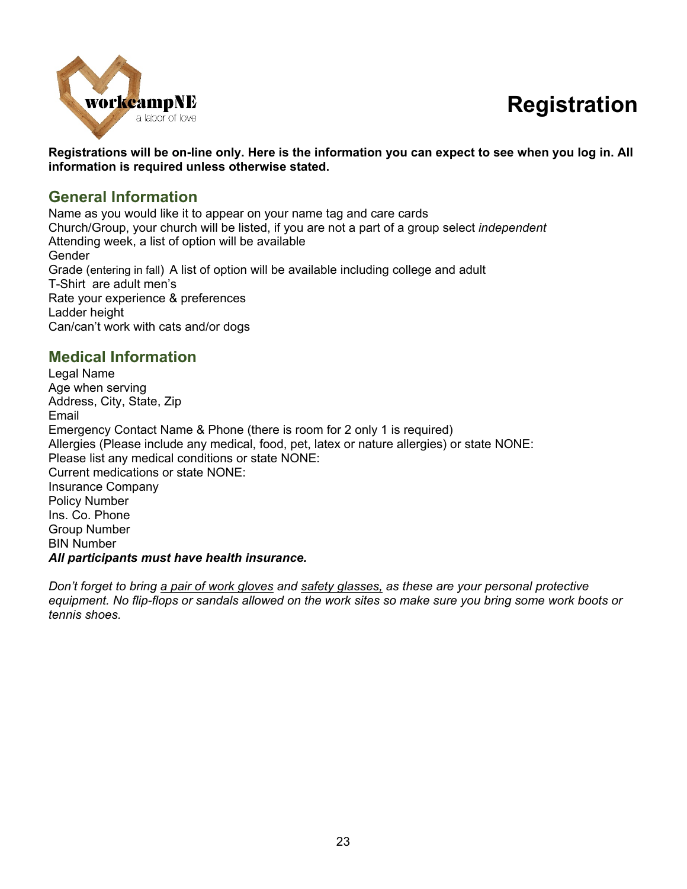# Registration

**Registrations will be on-line only. Here is the information you can expect to see when you log in. All information is required unless otherwise stated.**

## General Information

Name as you would like it to appear on your name tag and care cards
Church/Group, your church will be listed, if you are not a part of a group select *independent*
Attending week, a list of option will be available
Gender
Grade (entering in fall) A list of option will be available including college and adult
T-Shirt are adult men's
Rate your experience & preferences
Ladder height
Can/can't work with cats and/or dogs

## Medical Information

Legal Name
Age when serving
Address, City, State, Zip
Email
Emergency Contact Name & Phone (there is room for 2 only 1 is required)
Allergies (Please include any medical, food, pet, latex or nature allergies) or state NONE:
Please list any medical conditions or state NONE:
Current medications or state NONE:
Insurance Company
Policy Number
Ins. Co. Phone
Group Number
BIN Number
***All participants must have health insurance.***

*Don't forget to bring <u>a pair of work gloves</u> and <u>safety glasses,</u> as these are your personal protective equipment. No flip-flops or sandals allowed on the work sites so make sure you bring some work boots or tennis shoes.*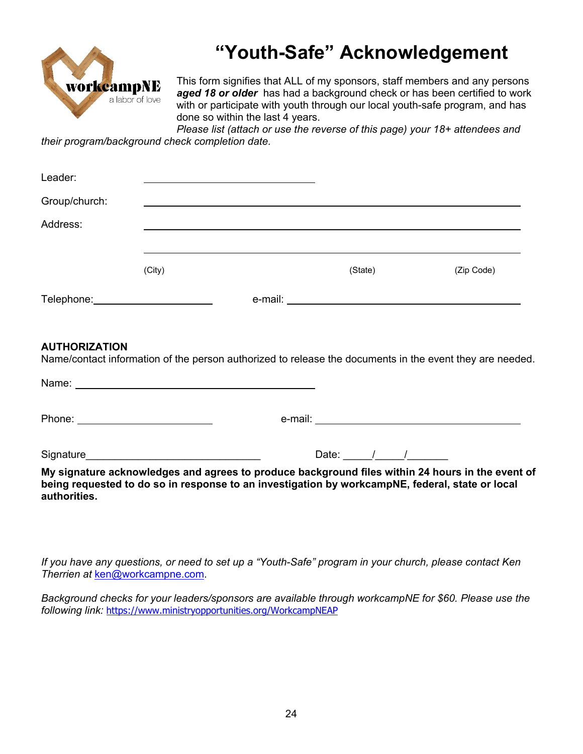# "Youth-Safe" Acknowledgement

workcampNE
a labor of love

This form signifies that ALL of my sponsors, staff members and any persons ***aged 18 or older*** has had a background check or has been certified to work with or participate with youth through our local youth-safe program, and has done so within the last 4 years.

*Please list (attach or use the reverse of this page) your 18+ attendees and their program/background check completion date.*

Leader: ______________________________

Group/church: ______________________________________________________________

Address: ______________________________________________________________

______________________________________________________________

(City) (State) (Zip Code)

Telephone: ____________________ e-mail: ________________________________________

**AUTHORIZATION**

Name/contact information of the person authorized to release the documents in the event they are needed.

Name: ________________________________________

Phone: ______________________ e-mail: ___________________________________

Signature___________________________ Date: _____/_____/_______

**My signature acknowledges and agrees to produce background files within 24 hours in the event of being requested to do so in response to an investigation by workcampNE, federal, state or local authorities.**

*If you have any questions, or need to set up a "Youth-Safe" program in your church, please contact Ken Therrien at* ken@workcampne.com.

*Background checks for your leaders/sponsors are available through workcampNE for $60. Please use the following link:* https://www.ministryopportunities.org/WorkcampNEAP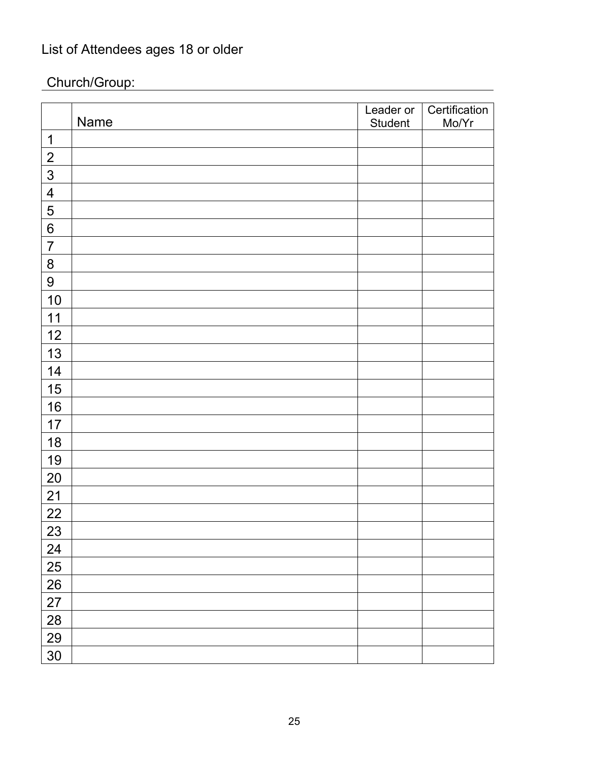List of Attendees ages 18 or older

Church/Group: 

| | Name | Leader or Student | Certification Mo/Yr |
|---|---|---|---|
| 1 | | | |
| 2 | | | |
| 3 | | | |
| 4 | | | |
| 5 | | | |
| 6 | | | |
| 7 | | | |
| 8 | | | |
| 9 | | | |
| 10 | | | |
| 11 | | | |
| 12 | | | |
| 13 | | | |
| 14 | | | |
| 15 | | | |
| 16 | | | |
| 17 | | | |
| 18 | | | |
| 19 | | | |
| 20 | | | |
| 21 | | | |
| 22 | | | |
| 23 | | | |
| 24 | | | |
| 25 | | | |
| 26 | | | |
| 27 | | | |
| 28 | | | |
| 29 | | | |
| 30 | | | |